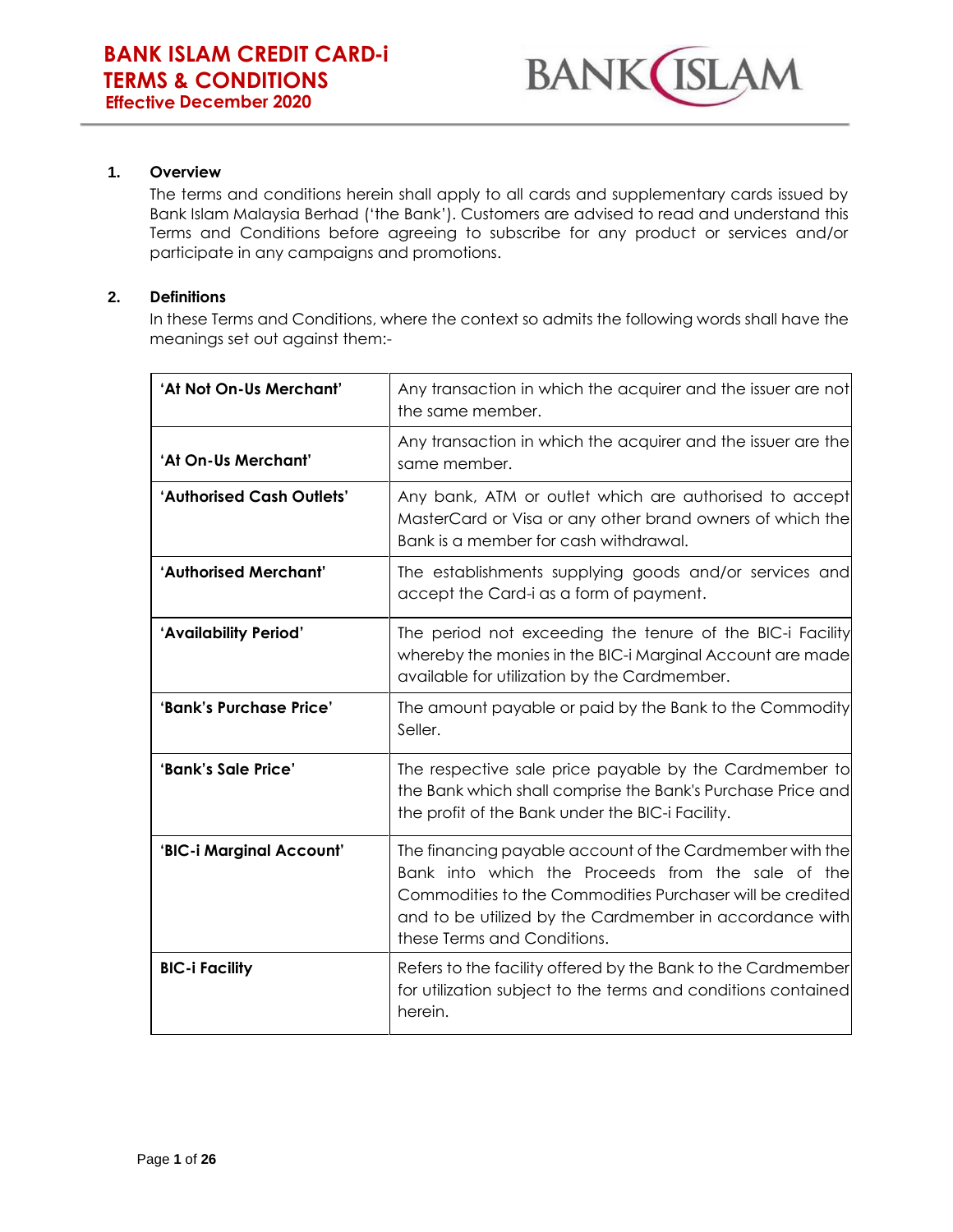# BANK ISLAM CREDIT CARD-i TERMS & CONDITIONS

**Effective December 2020**

## 1. Overview

The terms and conditions herein shall apply to all cards and supplementary cards issued by Bank Islam Malaysia Berhad ('the Bank'). Customers are advised to read and understand this Terms and Conditions before agreeing to subscribe for any product or services and/or participate in any campaigns and promotions.

## 2. Definitions

In these Terms and Conditions, where the context so admits the following words shall have the meanings set out against them:-

| | |
|---|---|
| **'At Not On-Us Merchant'** | Any transaction in which the acquirer and the issuer are not the same member. |
| **'At On-Us Merchant'** | Any transaction in which the acquirer and the issuer are the same member. |
| **'Authorised Cash Outlets'** | Any bank, ATM or outlet which are authorised to accept MasterCard or Visa or any other brand owners of which the Bank is a member for cash withdrawal. |
| **'Authorised Merchant'** | The establishments supplying goods and/or services and accept the Card-i as a form of payment. |
| **'Availability Period'** | The period not exceeding the tenure of the BIC-i Facility whereby the monies in the BIC-i Marginal Account are made available for utilization by the Cardmember. |
| **'Bank's Purchase Price'** | The amount payable or paid by the Bank to the Commodity Seller. |
| **'Bank's Sale Price'** | The respective sale price payable by the Cardmember to the Bank which shall comprise the Bank's Purchase Price and the profit of the Bank under the BIC-i Facility. |
| **'BIC-i Marginal Account'** | The financing payable account of the Cardmember with the Bank into which the Proceeds from the sale of the Commodities to the Commodities Purchaser will be credited and to be utilized by the Cardmember in accordance with these Terms and Conditions. |
| **BIC-i Facility** | Refers to the facility offered by the Bank to the Cardmember for utilization subject to the terms and conditions contained herein. |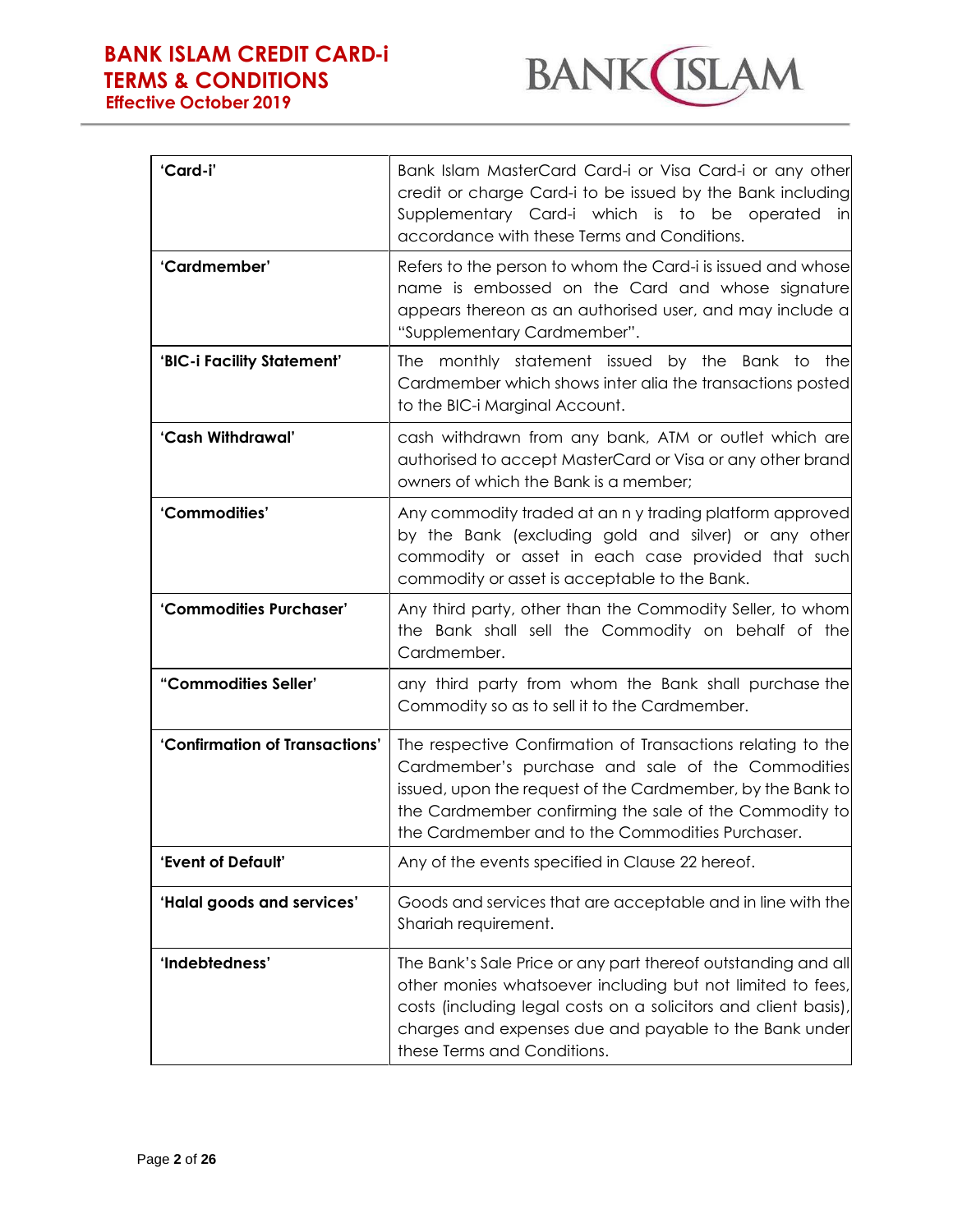| 'Card-i' | Bank Islam MasterCard Card-i or Visa Card-i or any other credit or charge Card-i to be issued by the Bank including Supplementary Card-i which is to be operated in accordance with these Terms and Conditions. |
|---|---|
| 'Cardmember' | Refers to the person to whom the Card-i is issued and whose name is embossed on the Card and whose signature appears thereon as an authorised user, and may include a "Supplementary Cardmember". |
| 'BIC-i Facility Statement' | The monthly statement issued by the Bank to the Cardmember which shows inter alia the transactions posted to the BIC-i Marginal Account. |
| 'Cash Withdrawal' | cash withdrawn from any bank, ATM or outlet which are authorised to accept MasterCard or Visa or any other brand owners of which the Bank is a member; |
| 'Commodities' | Any commodity traded at an n y trading platform approved by the Bank (excluding gold and silver) or any other commodity or asset in each case provided that such commodity or asset is acceptable to the Bank. |
| 'Commodities Purchaser' | Any third party, other than the Commodity Seller, to whom the Bank shall sell the Commodity on behalf of the Cardmember. |
| "Commodities Seller' | any third party from whom the Bank shall purchase the Commodity so as to sell it to the Cardmember. |
| 'Confirmation of Transactions' | The respective Confirmation of Transactions relating to the Cardmember's purchase and sale of the Commodities issued, upon the request of the Cardmember, by the Bank to the Cardmember confirming the sale of the Commodity to the Cardmember and to the Commodities Purchaser. |
| 'Event of Default' | Any of the events specified in Clause 22 hereof. |
| 'Halal goods and services' | Goods and services that are acceptable and in line with the Shariah requirement. |
| 'Indebtedness' | The Bank's Sale Price or any part thereof outstanding and all other monies whatsoever including but not limited to fees, costs (including legal costs on a solicitors and client basis), charges and expenses due and payable to the Bank under these Terms and Conditions. |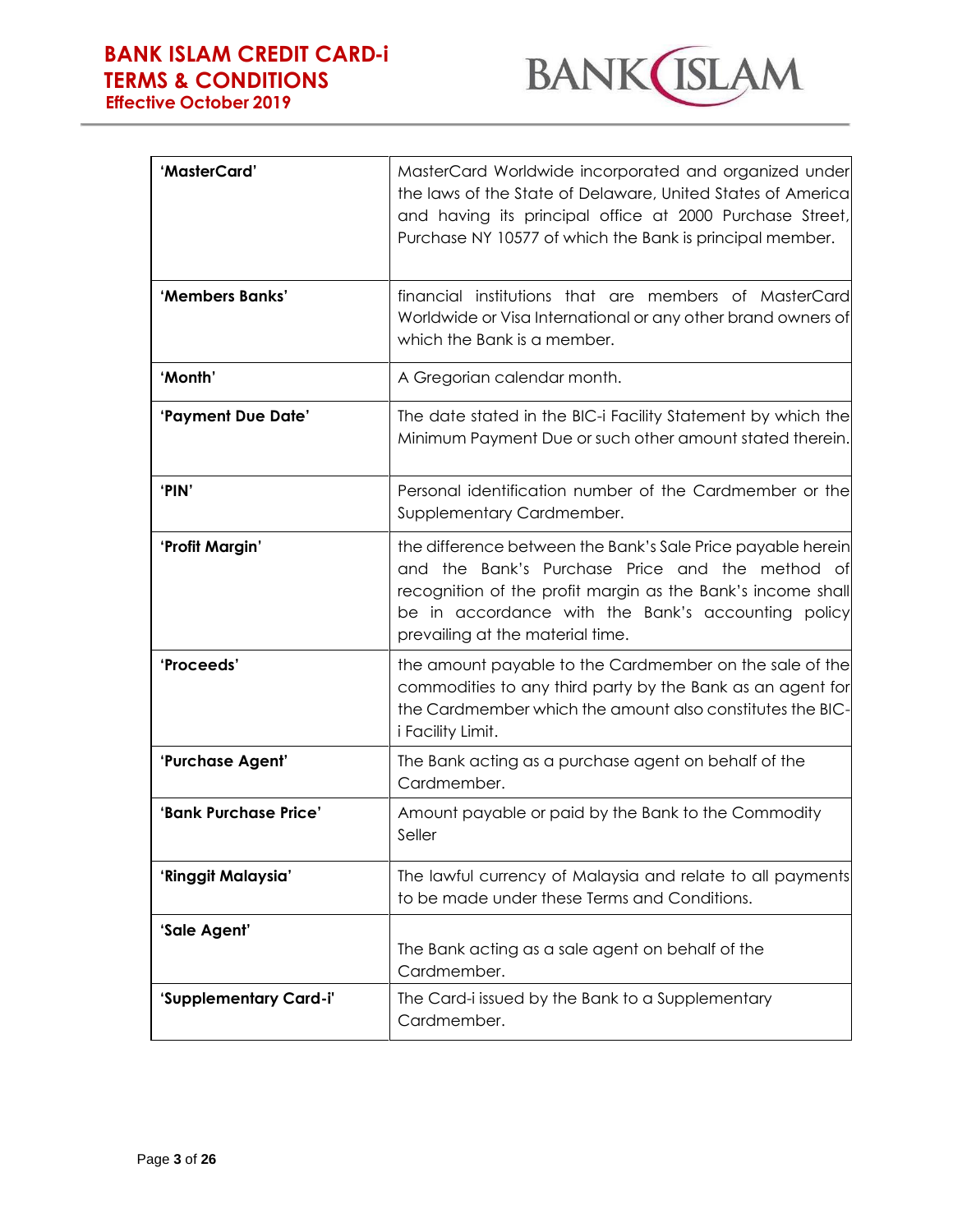| | |
|---|---|
| **'MasterCard'** | MasterCard Worldwide incorporated and organized under the laws of the State of Delaware, United States of America and having its principal office at 2000 Purchase Street, Purchase NY 10577 of which the Bank is principal member. |
| **'Members Banks'** | financial institutions that are members of MasterCard Worldwide or Visa International or any other brand owners of which the Bank is a member. |
| **'Month'** | A Gregorian calendar month. |
| **'Payment Due Date'** | The date stated in the BIC-i Facility Statement by which the Minimum Payment Due or such other amount stated therein. |
| **'PIN'** | Personal identification number of the Cardmember or the Supplementary Cardmember. |
| **'Profit Margin'** | the difference between the Bank's Sale Price payable herein and the Bank's Purchase Price and the method of recognition of the profit margin as the Bank's income shall be in accordance with the Bank's accounting policy prevailing at the material time. |
| **'Proceeds'** | the amount payable to the Cardmember on the sale of the commodities to any third party by the Bank as an agent for the Cardmember which the amount also constitutes the BIC-i Facility Limit. |
| **'Purchase Agent'** | The Bank acting as a purchase agent on behalf of the Cardmember. |
| **'Bank Purchase Price'** | Amount payable or paid by the Bank to the Commodity Seller |
| **'Ringgit Malaysia'** | The lawful currency of Malaysia and relate to all payments to be made under these Terms and Conditions. |
| **'Sale Agent'** | The Bank acting as a sale agent on behalf of the Cardmember. |
| **'Supplementary Card-i'** | The Card-i issued by the Bank to a Supplementary Cardmember. |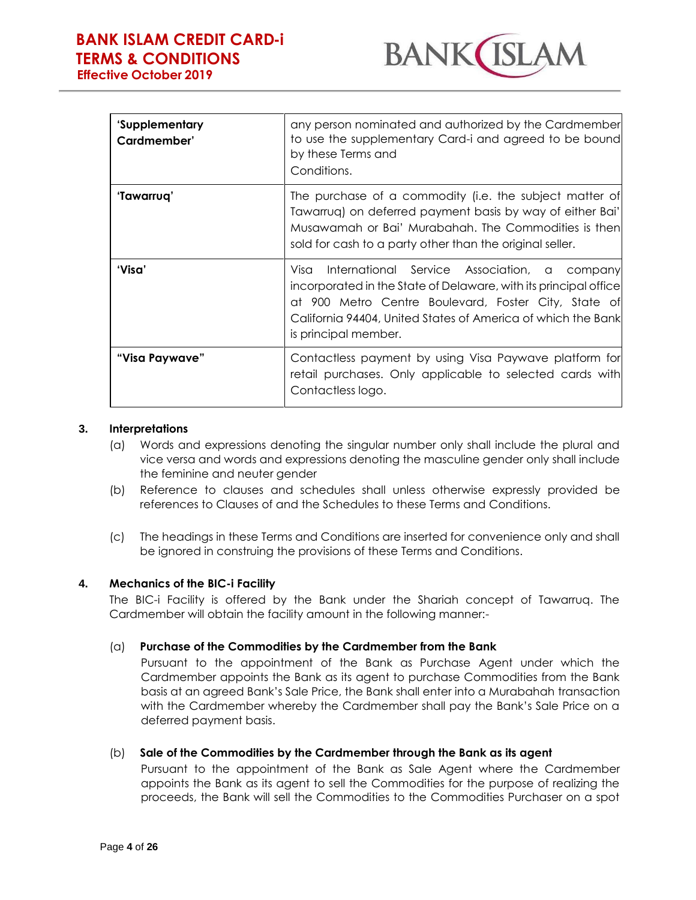| 'Supplementary Cardmember' | any person nominated and authorized by the Cardmember to use the supplementary Card-i and agreed to be bound by these Terms and Conditions. |
|---|---|
| 'Tawarruq' | The purchase of a commodity (i.e. the subject matter of Tawarruq) on deferred payment basis by way of either Bai' Musawamah or Bai' Murabahah. The Commodities is then sold for cash to a party other than the original seller. |
| 'Visa' | Visa International Service Association, a company incorporated in the State of Delaware, with its principal office at 900 Metro Centre Boulevard, Foster City, State of California 94404, United States of America of which the Bank is principal member. |
| "Visa Paywave" | Contactless payment by using Visa Paywave platform for retail purchases. Only applicable to selected cards with Contactless logo. |

**3. Interpretations**

(a) Words and expressions denoting the singular number only shall include the plural and vice versa and words and expressions denoting the masculine gender only shall include the feminine and neuter gender

(b) Reference to clauses and schedules shall unless otherwise expressly provided be references to Clauses of and the Schedules to these Terms and Conditions.

(c) The headings in these Terms and Conditions are inserted for convenience only and shall be ignored in construing the provisions of these Terms and Conditions.

**4. Mechanics of the BIC-i Facility**

The BIC-i Facility is offered by the Bank under the Shariah concept of Tawarruq. The Cardmember will obtain the facility amount in the following manner:-

(a) **Purchase of the Commodities by the Cardmember from the Bank**

Pursuant to the appointment of the Bank as Purchase Agent under which the Cardmember appoints the Bank as its agent to purchase Commodities from the Bank basis at an agreed Bank's Sale Price, the Bank shall enter into a Murabahah transaction with the Cardmember whereby the Cardmember shall pay the Bank's Sale Price on a deferred payment basis.

(b) **Sale of the Commodities by the Cardmember through the Bank as its agent**

Pursuant to the appointment of the Bank as Sale Agent where the Cardmember appoints the Bank as its agent to sell the Commodities for the purpose of realizing the proceeds, the Bank will sell the Commodities to the Commodities Purchaser on a spot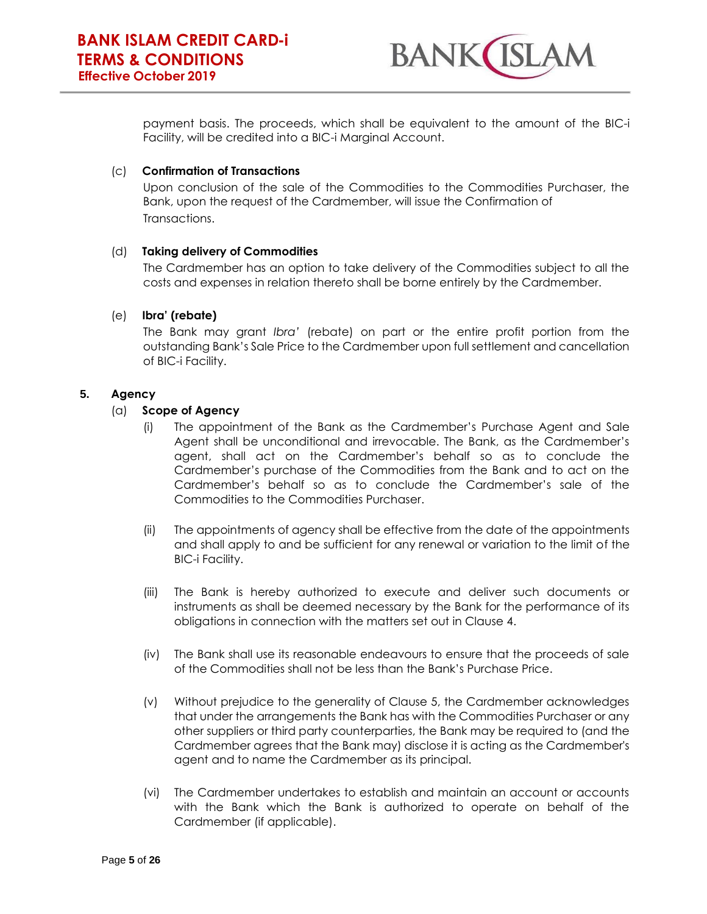payment basis. The proceeds, which shall be equivalent to the amount of the BIC-i Facility, will be credited into a BIC-i Marginal Account.

(c) **Confirmation of Transactions**

Upon conclusion of the sale of the Commodities to the Commodities Purchaser, the Bank, upon the request of the Cardmember, will issue the Confirmation of Transactions.

(d) **Taking delivery of Commodities**

The Cardmember has an option to take delivery of the Commodities subject to all the costs and expenses in relation thereto shall be borne entirely by the Cardmember.

(e) **Ibra' (rebate)**

The Bank may grant *Ibra'* (rebate) on part or the entire profit portion from the outstanding Bank's Sale Price to the Cardmember upon full settlement and cancellation of BIC-i Facility.

**5. Agency**

(a) **Scope of Agency**

(i) The appointment of the Bank as the Cardmember's Purchase Agent and Sale Agent shall be unconditional and irrevocable. The Bank, as the Cardmember's agent, shall act on the Cardmember's behalf so as to conclude the Cardmember's purchase of the Commodities from the Bank and to act on the Cardmember's behalf so as to conclude the Cardmember's sale of the Commodities to the Commodities Purchaser.

(ii) The appointments of agency shall be effective from the date of the appointments and shall apply to and be sufficient for any renewal or variation to the limit of the BIC-i Facility.

(iii) The Bank is hereby authorized to execute and deliver such documents or instruments as shall be deemed necessary by the Bank for the performance of its obligations in connection with the matters set out in Clause 4.

(iv) The Bank shall use its reasonable endeavours to ensure that the proceeds of sale of the Commodities shall not be less than the Bank's Purchase Price.

(v) Without prejudice to the generality of Clause 5, the Cardmember acknowledges that under the arrangements the Bank has with the Commodities Purchaser or any other suppliers or third party counterparties, the Bank may be required to (and the Cardmember agrees that the Bank may) disclose it is acting as the Cardmember's agent and to name the Cardmember as its principal.

(vi) The Cardmember undertakes to establish and maintain an account or accounts with the Bank which the Bank is authorized to operate on behalf of the Cardmember (if applicable).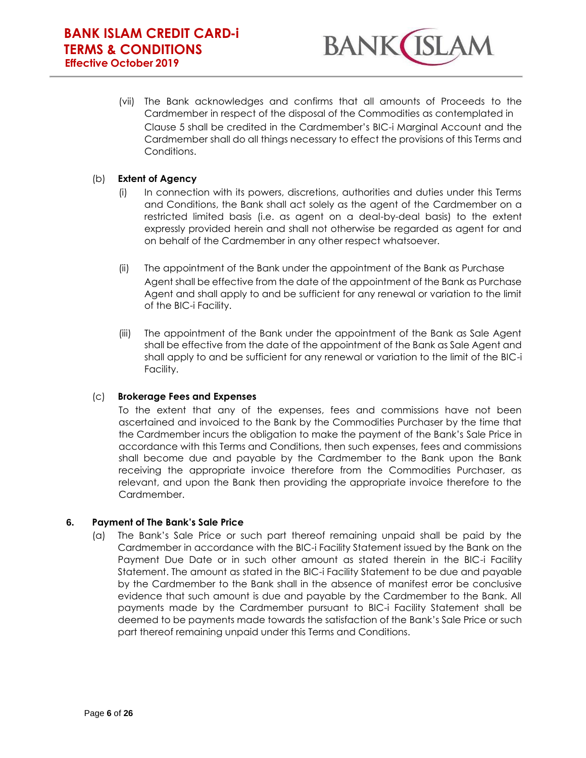(vii) The Bank acknowledges and confirms that all amounts of Proceeds to the Cardmember in respect of the disposal of the Commodities as contemplated in Clause 5 shall be credited in the Cardmember's BIC-i Marginal Account and the Cardmember shall do all things necessary to effect the provisions of this Terms and Conditions.

(b) **Extent of Agency**

(i) In connection with its powers, discretions, authorities and duties under this Terms and Conditions, the Bank shall act solely as the agent of the Cardmember on a restricted limited basis (i.e. as agent on a deal-by-deal basis) to the extent expressly provided herein and shall not otherwise be regarded as agent for and on behalf of the Cardmember in any other respect whatsoever.

(ii) The appointment of the Bank under the appointment of the Bank as Purchase Agent shall be effective from the date of the appointment of the Bank as Purchase Agent and shall apply to and be sufficient for any renewal or variation to the limit of the BIC-i Facility.

(iii) The appointment of the Bank under the appointment of the Bank as Sale Agent shall be effective from the date of the appointment of the Bank as Sale Agent and shall apply to and be sufficient for any renewal or variation to the limit of the BIC-i Facility.

(c) **Brokerage Fees and Expenses**

To the extent that any of the expenses, fees and commissions have not been ascertained and invoiced to the Bank by the Commodities Purchaser by the time that the Cardmember incurs the obligation to make the payment of the Bank's Sale Price in accordance with this Terms and Conditions, then such expenses, fees and commissions shall become due and payable by the Cardmember to the Bank upon the Bank receiving the appropriate invoice therefore from the Commodities Purchaser, as relevant, and upon the Bank then providing the appropriate invoice therefore to the Cardmember.

**6. Payment of The Bank's Sale Price**

(a) The Bank's Sale Price or such part thereof remaining unpaid shall be paid by the Cardmember in accordance with the BIC-i Facility Statement issued by the Bank on the Payment Due Date or in such other amount as stated therein in the BIC-i Facility Statement. The amount as stated in the BIC-i Facility Statement to be due and payable by the Cardmember to the Bank shall in the absence of manifest error be conclusive evidence that such amount is due and payable by the Cardmember to the Bank. All payments made by the Cardmember pursuant to BIC-i Facility Statement shall be deemed to be payments made towards the satisfaction of the Bank's Sale Price or such part thereof remaining unpaid under this Terms and Conditions.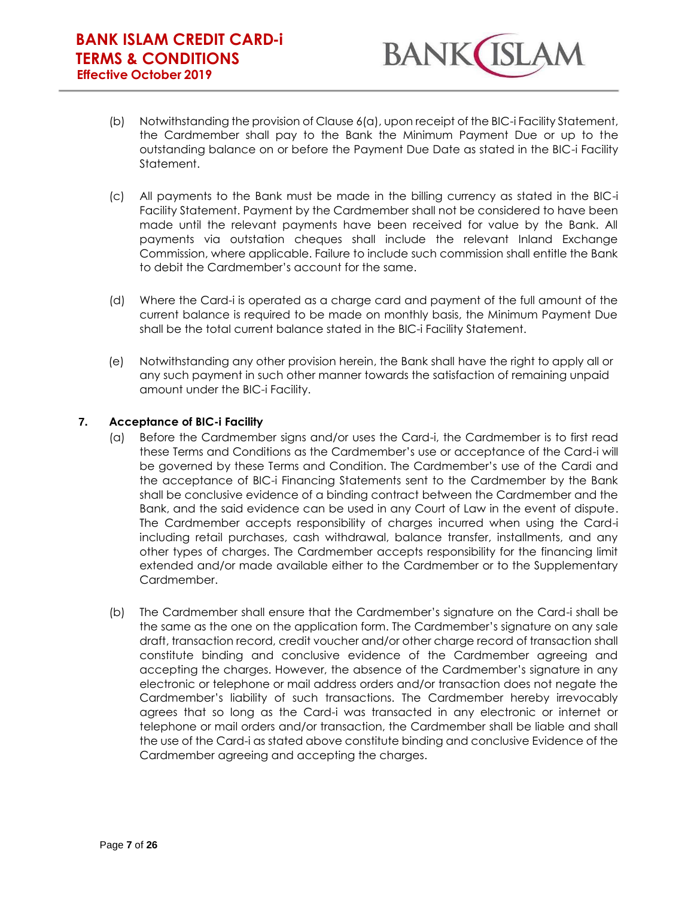(b) Notwithstanding the provision of Clause 6(a), upon receipt of the BIC-i Facility Statement, the Cardmember shall pay to the Bank the Minimum Payment Due or up to the outstanding balance on or before the Payment Due Date as stated in the BIC-i Facility Statement.

(c) All payments to the Bank must be made in the billing currency as stated in the BIC-i Facility Statement. Payment by the Cardmember shall not be considered to have been made until the relevant payments have been received for value by the Bank. All payments via outstation cheques shall include the relevant Inland Exchange Commission, where applicable. Failure to include such commission shall entitle the Bank to debit the Cardmember's account for the same.

(d) Where the Card-i is operated as a charge card and payment of the full amount of the current balance is required to be made on monthly basis, the Minimum Payment Due shall be the total current balance stated in the BIC-i Facility Statement.

(e) Notwithstanding any other provision herein, the Bank shall have the right to apply all or any such payment in such other manner towards the satisfaction of remaining unpaid amount under the BIC-i Facility.

### 7. Acceptance of BIC-i Facility

(a) Before the Cardmember signs and/or uses the Card-i, the Cardmember is to first read these Terms and Conditions as the Cardmember's use or acceptance of the Card-i will be governed by these Terms and Condition. The Cardmember's use of the Cardi and the acceptance of BIC-i Financing Statements sent to the Cardmember by the Bank shall be conclusive evidence of a binding contract between the Cardmember and the Bank, and the said evidence can be used in any Court of Law in the event of dispute. The Cardmember accepts responsibility of charges incurred when using the Card-i including retail purchases, cash withdrawal, balance transfer, installments, and any other types of charges. The Cardmember accepts responsibility for the financing limit extended and/or made available either to the Cardmember or to the Supplementary Cardmember.

(b) The Cardmember shall ensure that the Cardmember's signature on the Card-i shall be the same as the one on the application form. The Cardmember's signature on any sale draft, transaction record, credit voucher and/or other charge record of transaction shall constitute binding and conclusive evidence of the Cardmember agreeing and accepting the charges. However, the absence of the Cardmember's signature in any electronic or telephone or mail address orders and/or transaction does not negate the Cardmember's liability of such transactions. The Cardmember hereby irrevocably agrees that so long as the Card-i was transacted in any electronic or internet or telephone or mail orders and/or transaction, the Cardmember shall be liable and shall the use of the Card-i as stated above constitute binding and conclusive Evidence of the Cardmember agreeing and accepting the charges.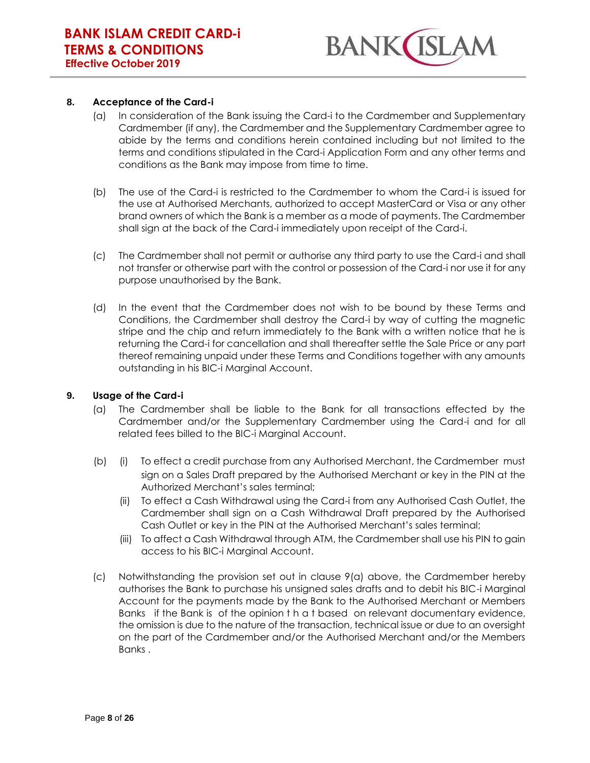**8. Acceptance of the Card-i**

(a) In consideration of the Bank issuing the Card-i to the Cardmember and Supplementary Cardmember (if any), the Cardmember and the Supplementary Cardmember agree to abide by the terms and conditions herein contained including but not limited to the terms and conditions stipulated in the Card-i Application Form and any other terms and conditions as the Bank may impose from time to time.

(b) The use of the Card-i is restricted to the Cardmember to whom the Card-i is issued for the use at Authorised Merchants, authorized to accept MasterCard or Visa or any other brand owners of which the Bank is a member as a mode of payments. The Cardmember shall sign at the back of the Card-i immediately upon receipt of the Card-i.

(c) The Cardmember shall not permit or authorise any third party to use the Card-i and shall not transfer or otherwise part with the control or possession of the Card-i nor use it for any purpose unauthorised by the Bank.

(d) In the event that the Cardmember does not wish to be bound by these Terms and Conditions, the Cardmember shall destroy the Card-i by way of cutting the magnetic stripe and the chip and return immediately to the Bank with a written notice that he is returning the Card-i for cancellation and shall thereafter settle the Sale Price or any part thereof remaining unpaid under these Terms and Conditions together with any amounts outstanding in his BIC-i Marginal Account.

**9. Usage of the Card-i**

(a) The Cardmember shall be liable to the Bank for all transactions effected by the Cardmember and/or the Supplementary Cardmember using the Card-i and for all related fees billed to the BIC-i Marginal Account.

(b) (i) To effect a credit purchase from any Authorised Merchant, the Cardmember must sign on a Sales Draft prepared by the Authorised Merchant or key in the PIN at the Authorized Merchant's sales terminal;

(ii) To effect a Cash Withdrawal using the Card-i from any Authorised Cash Outlet, the Cardmember shall sign on a Cash Withdrawal Draft prepared by the Authorised Cash Outlet or key in the PIN at the Authorised Merchant's sales terminal;

(iii) To affect a Cash Withdrawal through ATM, the Cardmember shall use his PIN to gain access to his BIC-i Marginal Account.

(c) Notwithstanding the provision set out in clause 9(a) above, the Cardmember hereby authorises the Bank to purchase his unsigned sales drafts and to debit his BIC-i Marginal Account for the payments made by the Bank to the Authorised Merchant or Members Banks if the Bank is of the opinion that based on relevant documentary evidence, the omission is due to the nature of the transaction, technical issue or due to an oversight on the part of the Cardmember and/or the Authorised Merchant and/or the Members Banks .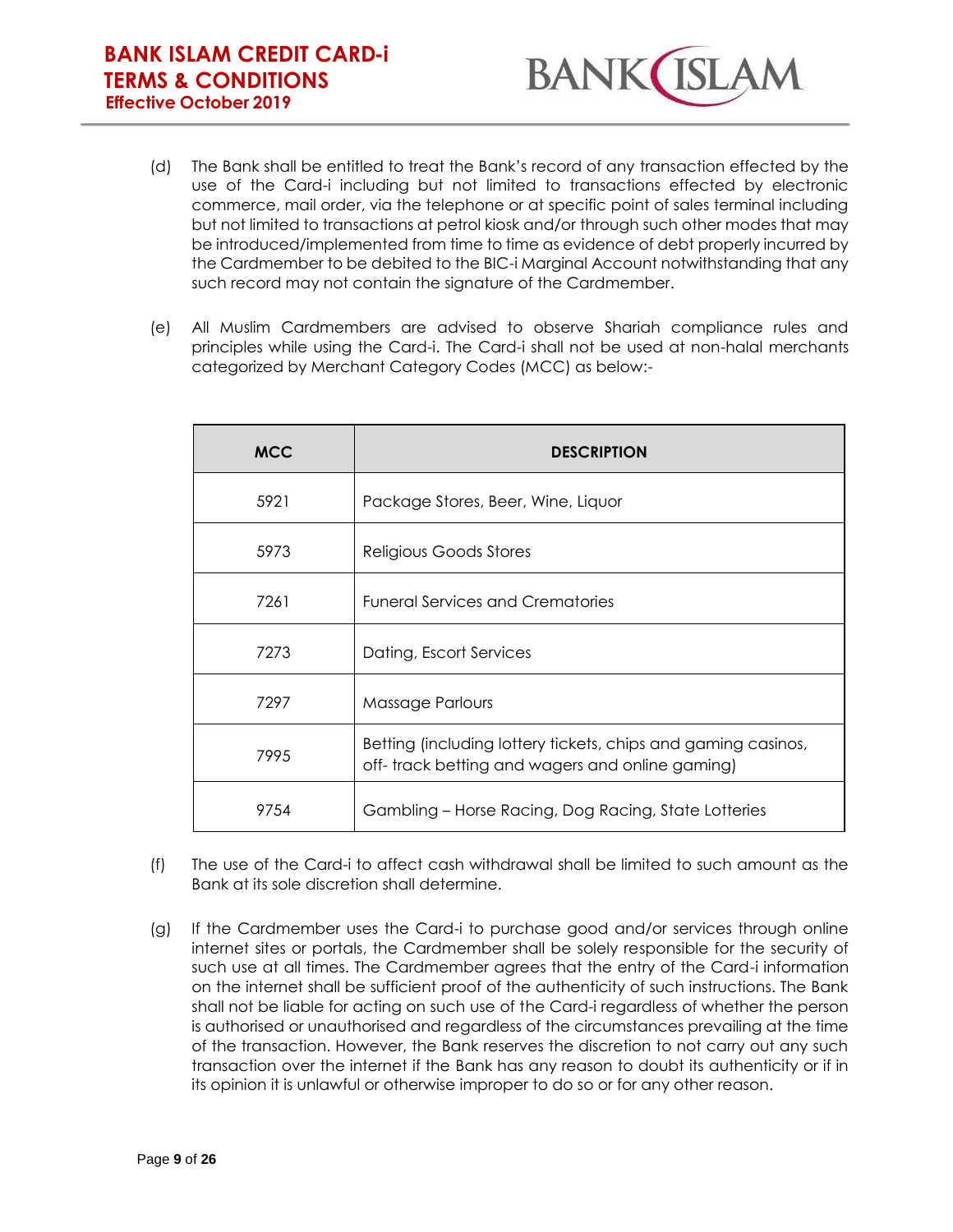(d) The Bank shall be entitled to treat the Bank's record of any transaction effected by the use of the Card-i including but not limited to transactions effected by electronic commerce, mail order, via the telephone or at specific point of sales terminal including but not limited to transactions at petrol kiosk and/or through such other modes that may be introduced/implemented from time to time as evidence of debt properly incurred by the Cardmember to be debited to the BIC-i Marginal Account notwithstanding that any such record may not contain the signature of the Cardmember.

(e) All Muslim Cardmembers are advised to observe Shariah compliance rules and principles while using the Card-i. The Card-i shall not be used at non-halal merchants categorized by Merchant Category Codes (MCC) as below:-

| MCC | DESCRIPTION |
| --- | --- |
| 5921 | Package Stores, Beer, Wine, Liquor |
| 5973 | Religious Goods Stores |
| 7261 | Funeral Services and Crematories |
| 7273 | Dating, Escort Services |
| 7297 | Massage Parlours |
| 7995 | Betting (including lottery tickets, chips and gaming casinos, off- track betting and wagers and online gaming) |
| 9754 | Gambling – Horse Racing, Dog Racing, State Lotteries |

(f) The use of the Card-i to affect cash withdrawal shall be limited to such amount as the Bank at its sole discretion shall determine.

(g) If the Cardmember uses the Card-i to purchase good and/or services through online internet sites or portals, the Cardmember shall be solely responsible for the security of such use at all times. The Cardmember agrees that the entry of the Card-i information on the internet shall be sufficient proof of the authenticity of such instructions. The Bank shall not be liable for acting on such use of the Card-i regardless of whether the person is authorised or unauthorised and regardless of the circumstances prevailing at the time of the transaction. However, the Bank reserves the discretion to not carry out any such transaction over the internet if the Bank has any reason to doubt its authenticity or if in its opinion it is unlawful or otherwise improper to do so or for any other reason.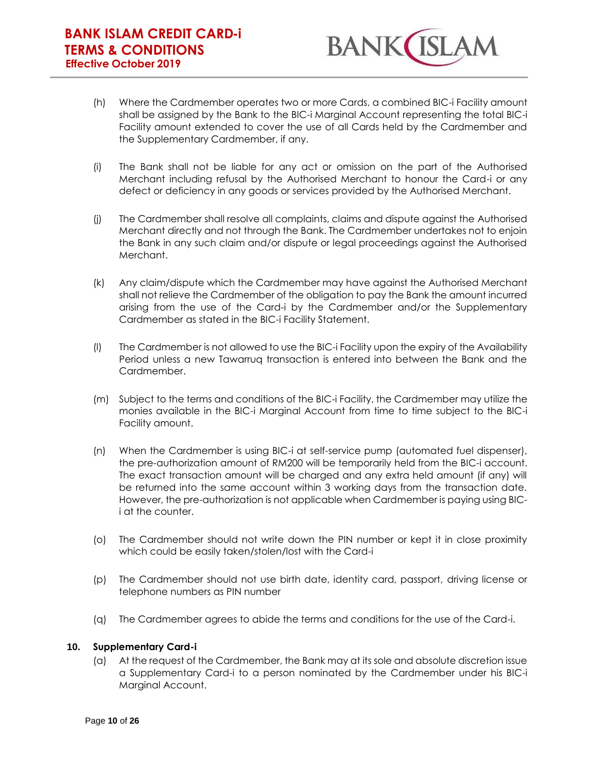(h) Where the Cardmember operates two or more Cards, a combined BIC-i Facility amount shall be assigned by the Bank to the BIC-i Marginal Account representing the total BIC-i Facility amount extended to cover the use of all Cards held by the Cardmember and the Supplementary Cardmember, if any.

(i) The Bank shall not be liable for any act or omission on the part of the Authorised Merchant including refusal by the Authorised Merchant to honour the Card-i or any defect or deficiency in any goods or services provided by the Authorised Merchant.

(j) The Cardmember shall resolve all complaints, claims and dispute against the Authorised Merchant directly and not through the Bank. The Cardmember undertakes not to enjoin the Bank in any such claim and/or dispute or legal proceedings against the Authorised Merchant.

(k) Any claim/dispute which the Cardmember may have against the Authorised Merchant shall not relieve the Cardmember of the obligation to pay the Bank the amount incurred arising from the use of the Card-i by the Cardmember and/or the Supplementary Cardmember as stated in the BIC-i Facility Statement.

(l) The Cardmember is not allowed to use the BIC-i Facility upon the expiry of the Availability Period unless a new Tawarruq transaction is entered into between the Bank and the Cardmember.

(m) Subject to the terms and conditions of the BIC-i Facility, the Cardmember may utilize the monies available in the BIC-i Marginal Account from time to time subject to the BIC-i Facility amount.

(n) When the Cardmember is using BIC-i at self-service pump (automated fuel dispenser), the pre-authorization amount of RM200 will be temporarily held from the BIC-i account. The exact transaction amount will be charged and any extra held amount (if any) will be returned into the same account within 3 working days from the transaction date. However, the pre-authorization is not applicable when Cardmember is paying using BIC-i at the counter.

(o) The Cardmember should not write down the PIN number or kept it in close proximity which could be easily taken/stolen/lost with the Card-i

(p) The Cardmember should not use birth date, identity card, passport, driving license or telephone numbers as PIN number

(q) The Cardmember agrees to abide the terms and conditions for the use of the Card-i.

**10. Supplementary Card-i**

(a) At the request of the Cardmember, the Bank may at its sole and absolute discretion issue a Supplementary Card-i to a person nominated by the Cardmember under his BIC-i Marginal Account.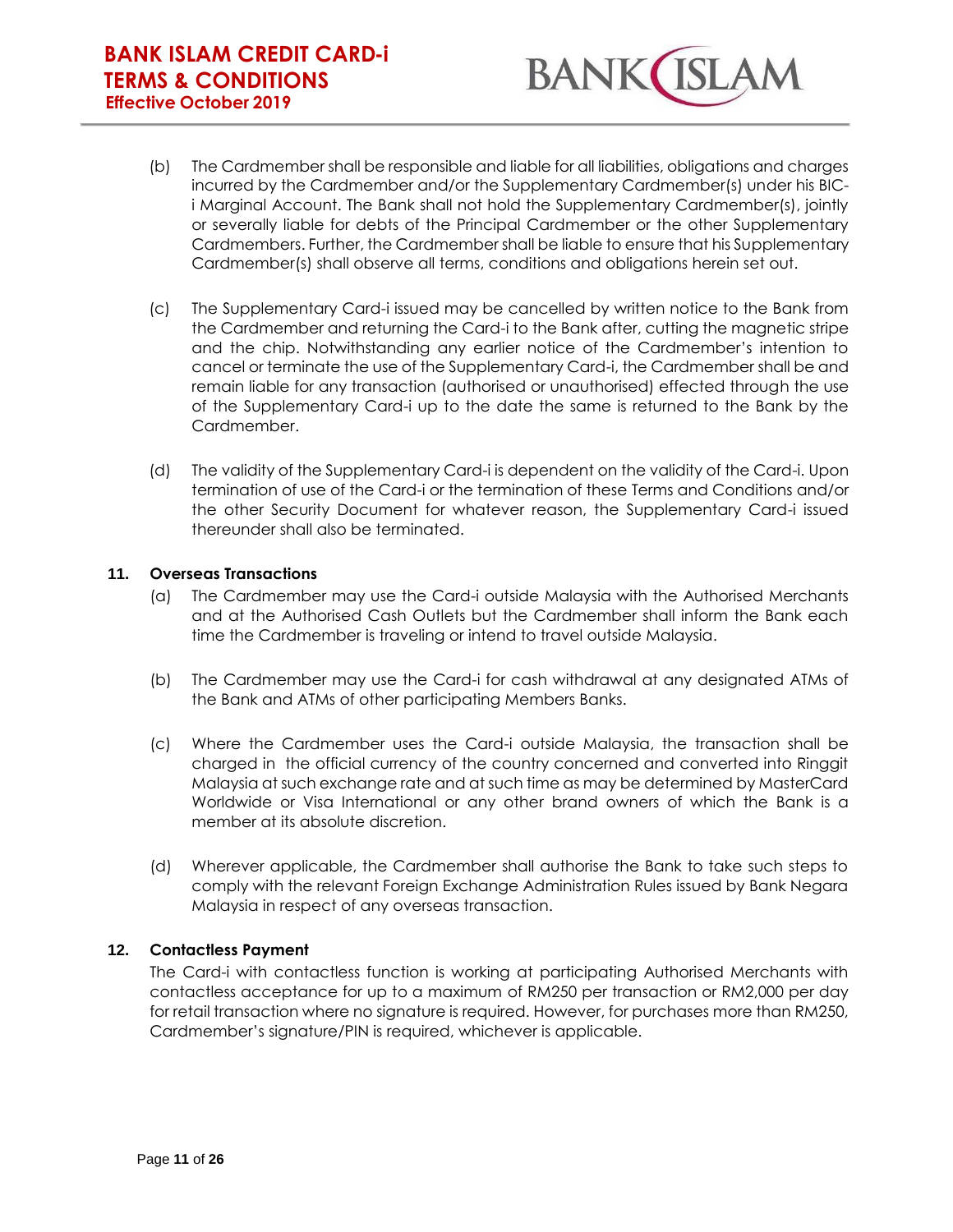(b) The Cardmember shall be responsible and liable for all liabilities, obligations and charges incurred by the Cardmember and/or the Supplementary Cardmember(s) under his BIC-i Marginal Account. The Bank shall not hold the Supplementary Cardmember(s), jointly or severally liable for debts of the Principal Cardmember or the other Supplementary Cardmembers. Further, the Cardmember shall be liable to ensure that his Supplementary Cardmember(s) shall observe all terms, conditions and obligations herein set out.

(c) The Supplementary Card-i issued may be cancelled by written notice to the Bank from the Cardmember and returning the Card-i to the Bank after, cutting the magnetic stripe and the chip. Notwithstanding any earlier notice of the Cardmember's intention to cancel or terminate the use of the Supplementary Card-i, the Cardmember shall be and remain liable for any transaction (authorised or unauthorised) effected through the use of the Supplementary Card-i up to the date the same is returned to the Bank by the Cardmember.

(d) The validity of the Supplementary Card-i is dependent on the validity of the Card-i. Upon termination of use of the Card-i or the termination of these Terms and Conditions and/or the other Security Document for whatever reason, the Supplementary Card-i issued thereunder shall also be terminated.

**11. Overseas Transactions**

(a) The Cardmember may use the Card-i outside Malaysia with the Authorised Merchants and at the Authorised Cash Outlets but the Cardmember shall inform the Bank each time the Cardmember is traveling or intend to travel outside Malaysia.

(b) The Cardmember may use the Card-i for cash withdrawal at any designated ATMs of the Bank and ATMs of other participating Members Banks.

(c) Where the Cardmember uses the Card-i outside Malaysia, the transaction shall be charged in the official currency of the country concerned and converted into Ringgit Malaysia at such exchange rate and at such time as may be determined by MasterCard Worldwide or Visa International or any other brand owners of which the Bank is a member at its absolute discretion.

(d) Wherever applicable, the Cardmember shall authorise the Bank to take such steps to comply with the relevant Foreign Exchange Administration Rules issued by Bank Negara Malaysia in respect of any overseas transaction.

**12. Contactless Payment**

The Card-i with contactless function is working at participating Authorised Merchants with contactless acceptance for up to a maximum of RM250 per transaction or RM2,000 per day for retail transaction where no signature is required. However, for purchases more than RM250, Cardmember's signature/PIN is required, whichever is applicable.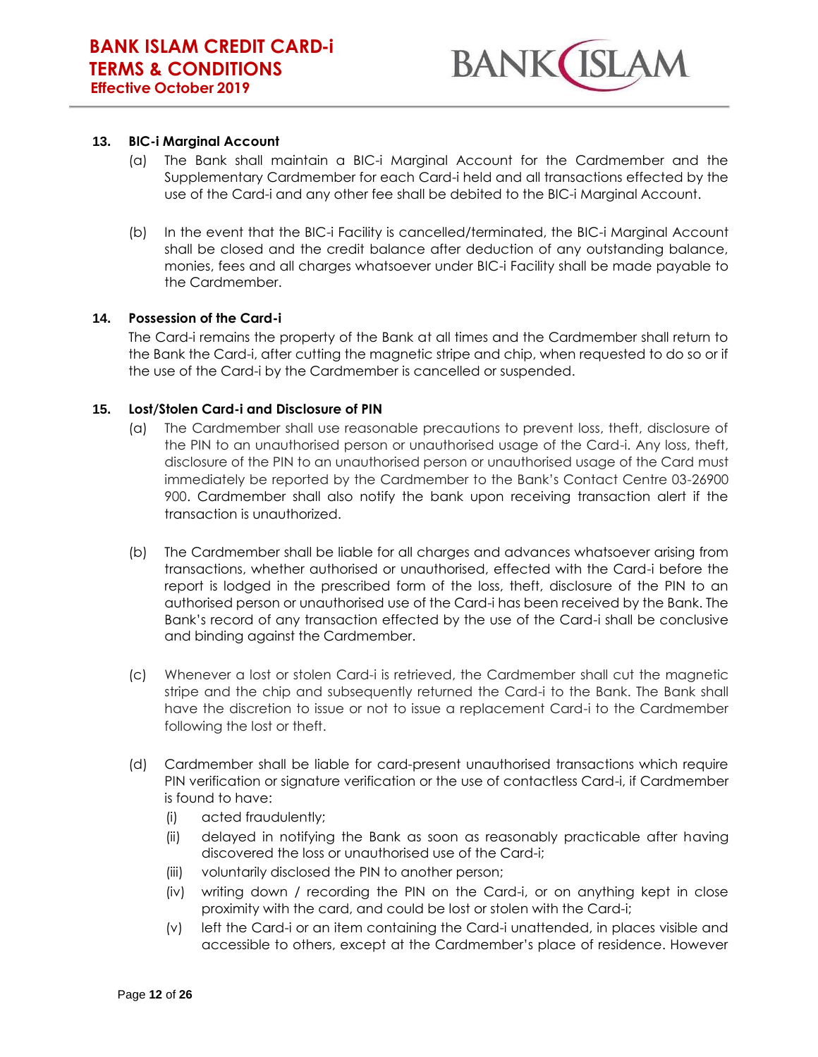**13. BIC-i Marginal Account**

(a) The Bank shall maintain a BIC-i Marginal Account for the Cardmember and the Supplementary Cardmember for each Card-i held and all transactions effected by the use of the Card-i and any other fee shall be debited to the BIC-i Marginal Account.

(b) In the event that the BIC-i Facility is cancelled/terminated, the BIC-i Marginal Account shall be closed and the credit balance after deduction of any outstanding balance, monies, fees and all charges whatsoever under BIC-i Facility shall be made payable to the Cardmember.

**14. Possession of the Card-i**

The Card-i remains the property of the Bank at all times and the Cardmember shall return to the Bank the Card-i, after cutting the magnetic stripe and chip, when requested to do so or if the use of the Card-i by the Cardmember is cancelled or suspended.

**15. Lost/Stolen Card-i and Disclosure of PIN**

(a) The Cardmember shall use reasonable precautions to prevent loss, theft, disclosure of the PIN to an unauthorised person or unauthorised usage of the Card-i. Any loss, theft, disclosure of the PIN to an unauthorised person or unauthorised usage of the Card must immediately be reported by the Cardmember to the Bank's Contact Centre 03-26900 900. Cardmember shall also notify the bank upon receiving transaction alert if the transaction is unauthorized.

(b) The Cardmember shall be liable for all charges and advances whatsoever arising from transactions, whether authorised or unauthorised, effected with the Card-i before the report is lodged in the prescribed form of the loss, theft, disclosure of the PIN to an authorised person or unauthorised use of the Card-i has been received by the Bank. The Bank's record of any transaction effected by the use of the Card-i shall be conclusive and binding against the Cardmember.

(c) Whenever a lost or stolen Card-i is retrieved, the Cardmember shall cut the magnetic stripe and the chip and subsequently returned the Card-i to the Bank. The Bank shall have the discretion to issue or not to issue a replacement Card-i to the Cardmember following the lost or theft.

(d) Cardmember shall be liable for card-present unauthorised transactions which require PIN verification or signature verification or the use of contactless Card-i, if Cardmember is found to have:

  (i) acted fraudulently;
  (ii) delayed in notifying the Bank as soon as reasonably practicable after having discovered the loss or unauthorised use of the Card-i;
  (iii) voluntarily disclosed the PIN to another person;
  (iv) writing down / recording the PIN on the Card-i, or on anything kept in close proximity with the card, and could be lost or stolen with the Card-i;
  (v) left the Card-i or an item containing the Card-i unattended, in places visible and accessible to others, except at the Cardmember's place of residence. However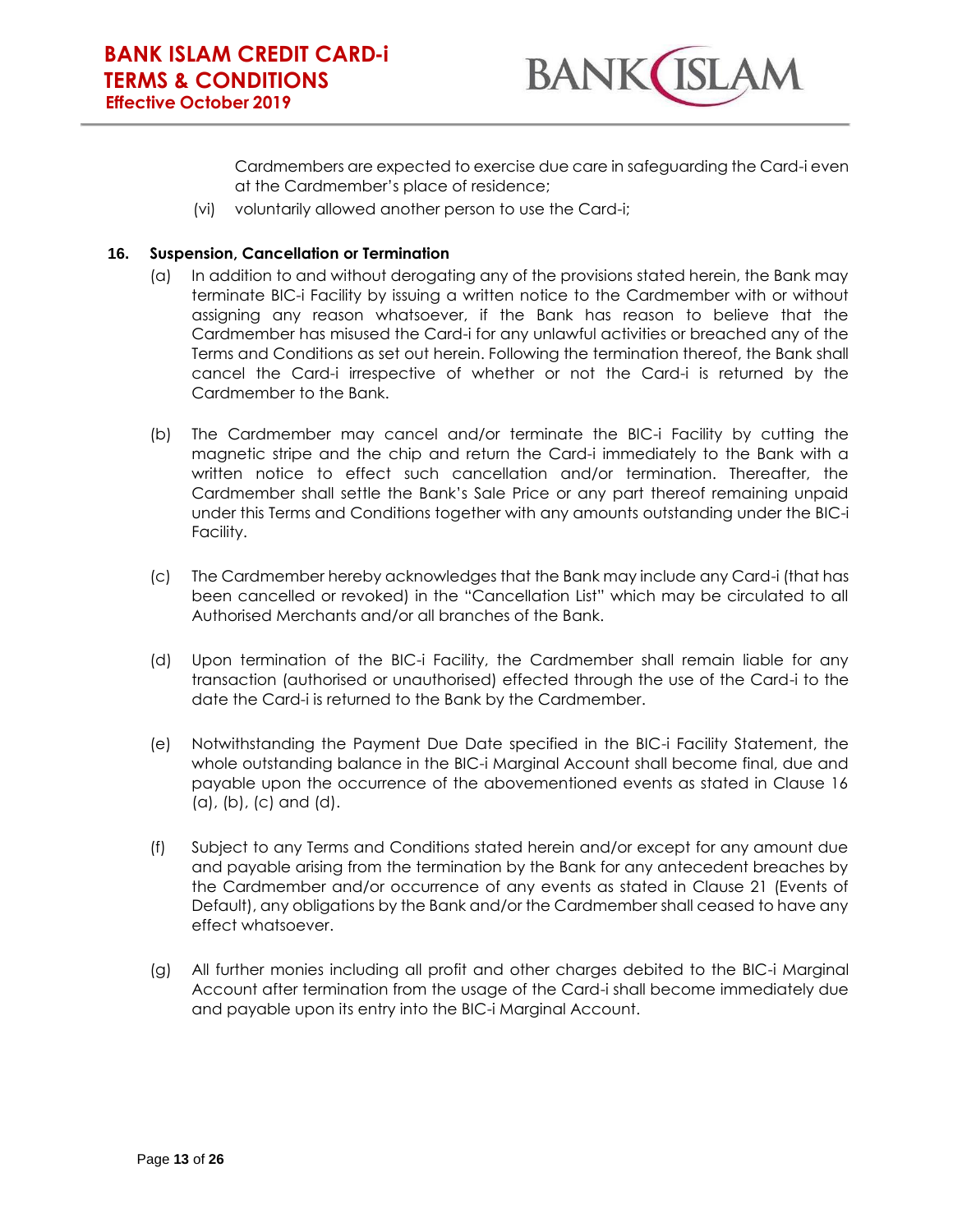Cardmembers are expected to exercise due care in safeguarding the Card-i even at the Cardmember's place of residence;

(vi) voluntarily allowed another person to use the Card-i;

**16. Suspension, Cancellation or Termination**

(a) In addition to and without derogating any of the provisions stated herein, the Bank may terminate BIC-i Facility by issuing a written notice to the Cardmember with or without assigning any reason whatsoever, if the Bank has reason to believe that the Cardmember has misused the Card-i for any unlawful activities or breached any of the Terms and Conditions as set out herein. Following the termination thereof, the Bank shall cancel the Card-i irrespective of whether or not the Card-i is returned by the Cardmember to the Bank.

(b) The Cardmember may cancel and/or terminate the BIC-i Facility by cutting the magnetic stripe and the chip and return the Card-i immediately to the Bank with a written notice to effect such cancellation and/or termination. Thereafter, the Cardmember shall settle the Bank's Sale Price or any part thereof remaining unpaid under this Terms and Conditions together with any amounts outstanding under the BIC-i Facility.

(c) The Cardmember hereby acknowledges that the Bank may include any Card-i (that has been cancelled or revoked) in the "Cancellation List" which may be circulated to all Authorised Merchants and/or all branches of the Bank.

(d) Upon termination of the BIC-i Facility, the Cardmember shall remain liable for any transaction (authorised or unauthorised) effected through the use of the Card-i to the date the Card-i is returned to the Bank by the Cardmember.

(e) Notwithstanding the Payment Due Date specified in the BIC-i Facility Statement, the whole outstanding balance in the BIC-i Marginal Account shall become final, due and payable upon the occurrence of the abovementioned events as stated in Clause 16 (a), (b), (c) and (d).

(f) Subject to any Terms and Conditions stated herein and/or except for any amount due and payable arising from the termination by the Bank for any antecedent breaches by the Cardmember and/or occurrence of any events as stated in Clause 21 (Events of Default), any obligations by the Bank and/or the Cardmember shall ceased to have any effect whatsoever.

(g) All further monies including all profit and other charges debited to the BIC-i Marginal Account after termination from the usage of the Card-i shall become immediately due and payable upon its entry into the BIC-i Marginal Account.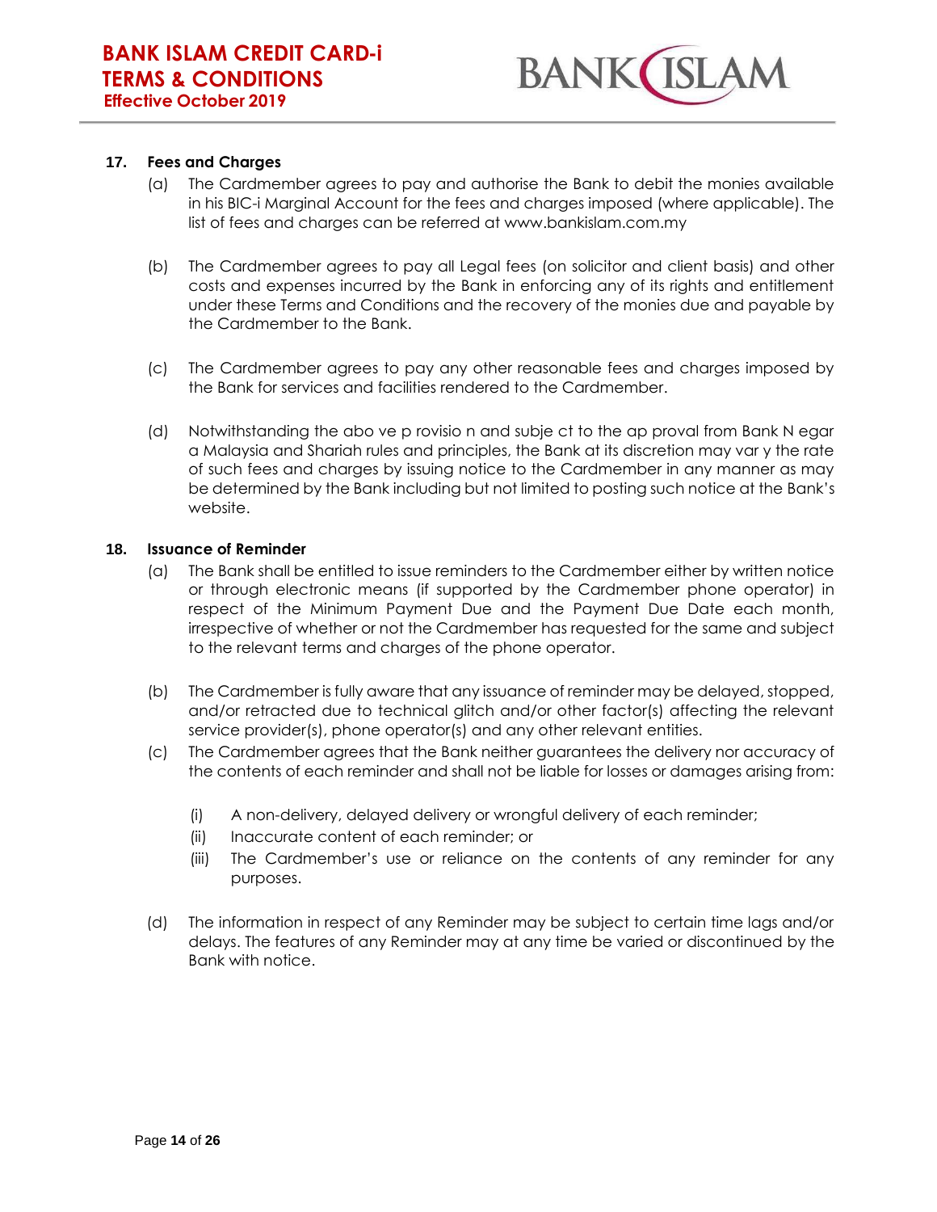**17. Fees and Charges**

(a) The Cardmember agrees to pay and authorise the Bank to debit the monies available in his BIC-i Marginal Account for the fees and charges imposed (where applicable). The list of fees and charges can be referred at www.bankislam.com.my

(b) The Cardmember agrees to pay all Legal fees (on solicitor and client basis) and other costs and expenses incurred by the Bank in enforcing any of its rights and entitlement under these Terms and Conditions and the recovery of the monies due and payable by the Cardmember to the Bank.

(c) The Cardmember agrees to pay any other reasonable fees and charges imposed by the Bank for services and facilities rendered to the Cardmember.

(d) Notwithstanding the abo ve p rovisio n and subje ct to the ap proval from Bank N egar a Malaysia and Shariah rules and principles, the Bank at its discretion may var y the rate of such fees and charges by issuing notice to the Cardmember in any manner as may be determined by the Bank including but not limited to posting such notice at the Bank's website.

**18. Issuance of Reminder**

(a) The Bank shall be entitled to issue reminders to the Cardmember either by written notice or through electronic means (if supported by the Cardmember phone operator) in respect of the Minimum Payment Due and the Payment Due Date each month, irrespective of whether or not the Cardmember has requested for the same and subject to the relevant terms and charges of the phone operator.

(b) The Cardmember is fully aware that any issuance of reminder may be delayed, stopped, and/or retracted due to technical glitch and/or other factor(s) affecting the relevant service provider(s), phone operator(s) and any other relevant entities.

(c) The Cardmember agrees that the Bank neither guarantees the delivery nor accuracy of the contents of each reminder and shall not be liable for losses or damages arising from:

(i) A non-delivery, delayed delivery or wrongful delivery of each reminder;
(ii) Inaccurate content of each reminder; or
(iii) The Cardmember's use or reliance on the contents of any reminder for any purposes.

(d) The information in respect of any Reminder may be subject to certain time lags and/or delays. The features of any Reminder may at any time be varied or discontinued by the Bank with notice.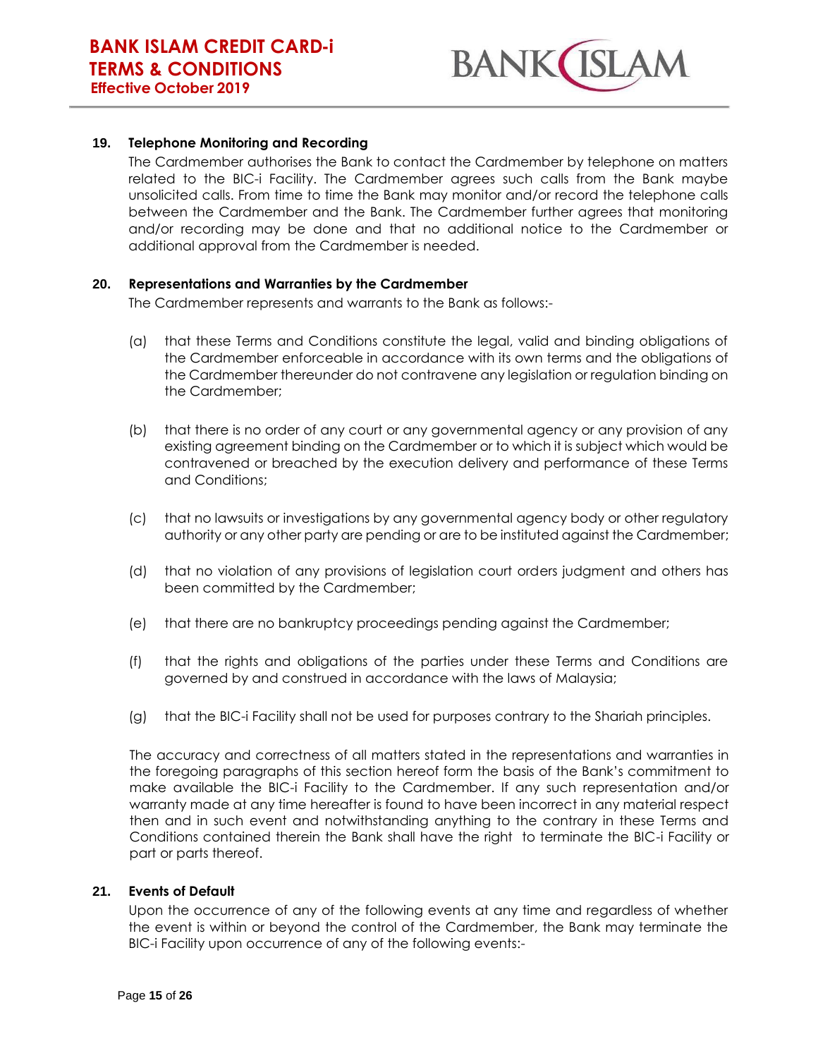### 19. Telephone Monitoring and Recording

The Cardmember authorises the Bank to contact the Cardmember by telephone on matters related to the BIC-i Facility. The Cardmember agrees such calls from the Bank maybe unsolicited calls. From time to time the Bank may monitor and/or record the telephone calls between the Cardmember and the Bank. The Cardmember further agrees that monitoring and/or recording may be done and that no additional notice to the Cardmember or additional approval from the Cardmember is needed.

### 20. Representations and Warranties by the Cardmember

The Cardmember represents and warrants to the Bank as follows:-

(a) that these Terms and Conditions constitute the legal, valid and binding obligations of the Cardmember enforceable in accordance with its own terms and the obligations of the Cardmember thereunder do not contravene any legislation or regulation binding on the Cardmember;

(b) that there is no order of any court or any governmental agency or any provision of any existing agreement binding on the Cardmember or to which it is subject which would be contravened or breached by the execution delivery and performance of these Terms and Conditions;

(c) that no lawsuits or investigations by any governmental agency body or other regulatory authority or any other party are pending or are to be instituted against the Cardmember;

(d) that no violation of any provisions of legislation court orders judgment and others has been committed by the Cardmember;

(e) that there are no bankruptcy proceedings pending against the Cardmember;

(f) that the rights and obligations of the parties under these Terms and Conditions are governed by and construed in accordance with the laws of Malaysia;

(g) that the BIC-i Facility shall not be used for purposes contrary to the Shariah principles.

The accuracy and correctness of all matters stated in the representations and warranties in the foregoing paragraphs of this section hereof form the basis of the Bank's commitment to make available the BIC-i Facility to the Cardmember. If any such representation and/or warranty made at any time hereafter is found to have been incorrect in any material respect then and in such event and notwithstanding anything to the contrary in these Terms and Conditions contained therein the Bank shall have the right to terminate the BIC-i Facility or part or parts thereof.

### 21. Events of Default

Upon the occurrence of any of the following events at any time and regardless of whether the event is within or beyond the control of the Cardmember, the Bank may terminate the BIC-i Facility upon occurrence of any of the following events:-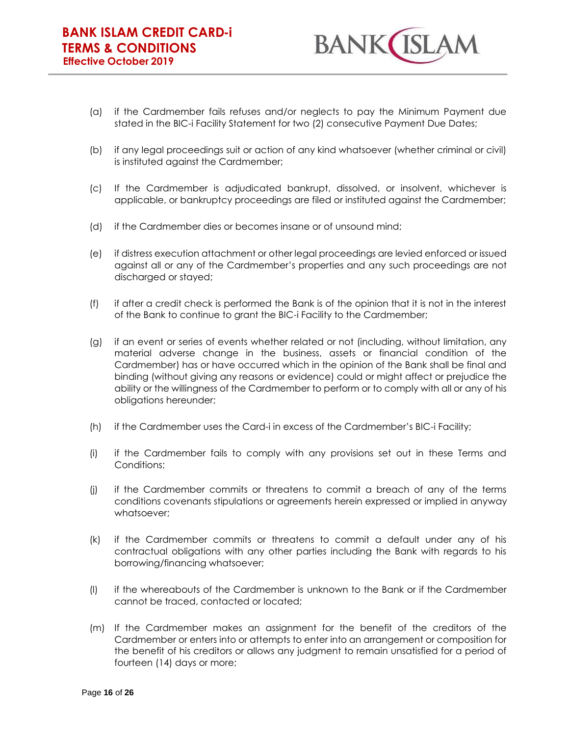(a) if the Cardmember fails refuses and/or neglects to pay the Minimum Payment due stated in the BIC-i Facility Statement for two (2) consecutive Payment Due Dates;

(b) if any legal proceedings suit or action of any kind whatsoever (whether criminal or civil) is instituted against the Cardmember;

(c) If the Cardmember is adjudicated bankrupt, dissolved, or insolvent, whichever is applicable, or bankruptcy proceedings are filed or instituted against the Cardmember;

(d) if the Cardmember dies or becomes insane or of unsound mind;

(e) if distress execution attachment or other legal proceedings are levied enforced or issued against all or any of the Cardmember's properties and any such proceedings are not discharged or stayed;

(f) if after a credit check is performed the Bank is of the opinion that it is not in the interest of the Bank to continue to grant the BIC-i Facility to the Cardmember;

(g) if an event or series of events whether related or not (including, without limitation, any material adverse change in the business, assets or financial condition of the Cardmember) has or have occurred which in the opinion of the Bank shall be final and binding (without giving any reasons or evidence) could or might affect or prejudice the ability or the willingness of the Cardmember to perform or to comply with all or any of his obligations hereunder;

(h) if the Cardmember uses the Card-i in excess of the Cardmember's BIC-i Facility;

(i) if the Cardmember fails to comply with any provisions set out in these Terms and Conditions;

(j) if the Cardmember commits or threatens to commit a breach of any of the terms conditions covenants stipulations or agreements herein expressed or implied in anyway whatsoever;

(k) if the Cardmember commits or threatens to commit a default under any of his contractual obligations with any other parties including the Bank with regards to his borrowing/financing whatsoever;

(l) if the whereabouts of the Cardmember is unknown to the Bank or if the Cardmember cannot be traced, contacted or located;

(m) If the Cardmember makes an assignment for the benefit of the creditors of the Cardmember or enters into or attempts to enter into an arrangement or composition for the benefit of his creditors or allows any judgment to remain unsatisfied for a period of fourteen (14) days or more;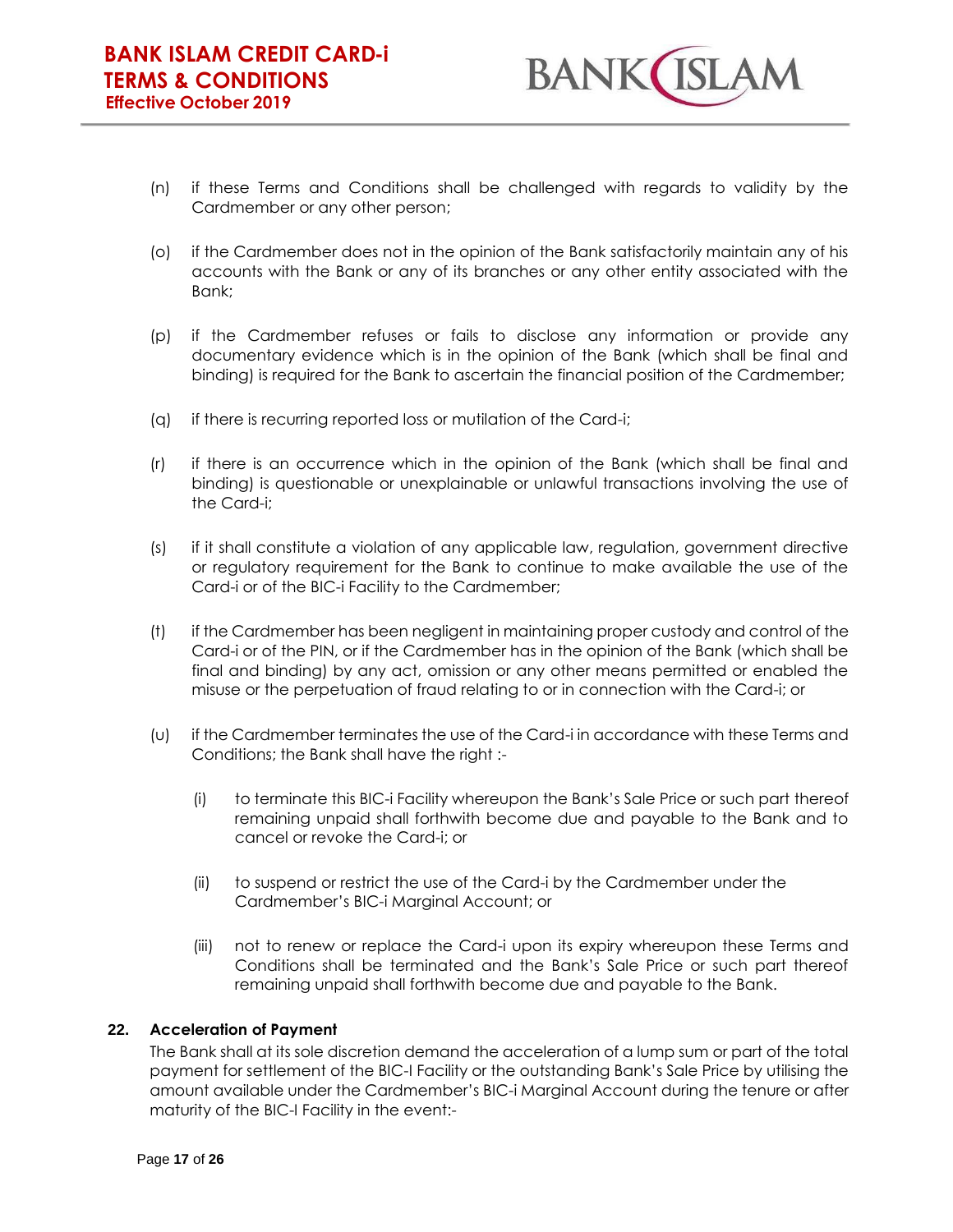(n) if these Terms and Conditions shall be challenged with regards to validity by the Cardmember or any other person;

(o) if the Cardmember does not in the opinion of the Bank satisfactorily maintain any of his accounts with the Bank or any of its branches or any other entity associated with the Bank;

(p) if the Cardmember refuses or fails to disclose any information or provide any documentary evidence which is in the opinion of the Bank (which shall be final and binding) is required for the Bank to ascertain the financial position of the Cardmember;

(q) if there is recurring reported loss or mutilation of the Card-i;

(r) if there is an occurrence which in the opinion of the Bank (which shall be final and binding) is questionable or unexplainable or unlawful transactions involving the use of the Card-i;

(s) if it shall constitute a violation of any applicable law, regulation, government directive or regulatory requirement for the Bank to continue to make available the use of the Card-i or of the BIC-i Facility to the Cardmember;

(t) if the Cardmember has been negligent in maintaining proper custody and control of the Card-i or of the PIN, or if the Cardmember has in the opinion of the Bank (which shall be final and binding) by any act, omission or any other means permitted or enabled the misuse or the perpetuation of fraud relating to or in connection with the Card-i; or

(u) if the Cardmember terminates the use of the Card-i in accordance with these Terms and Conditions; the Bank shall have the right :-

   (i) to terminate this BIC-i Facility whereupon the Bank's Sale Price or such part thereof remaining unpaid shall forthwith become due and payable to the Bank and to cancel or revoke the Card-i; or

   (ii) to suspend or restrict the use of the Card-i by the Cardmember under the Cardmember's BIC-i Marginal Account; or

   (iii) not to renew or replace the Card-i upon its expiry whereupon these Terms and Conditions shall be terminated and the Bank's Sale Price or such part thereof remaining unpaid shall forthwith become due and payable to the Bank.

**22. Acceleration of Payment**

The Bank shall at its sole discretion demand the acceleration of a lump sum or part of the total payment for settlement of the BIC-I Facility or the outstanding Bank's Sale Price by utilising the amount available under the Cardmember's BIC-i Marginal Account during the tenure or after maturity of the BIC-I Facility in the event:-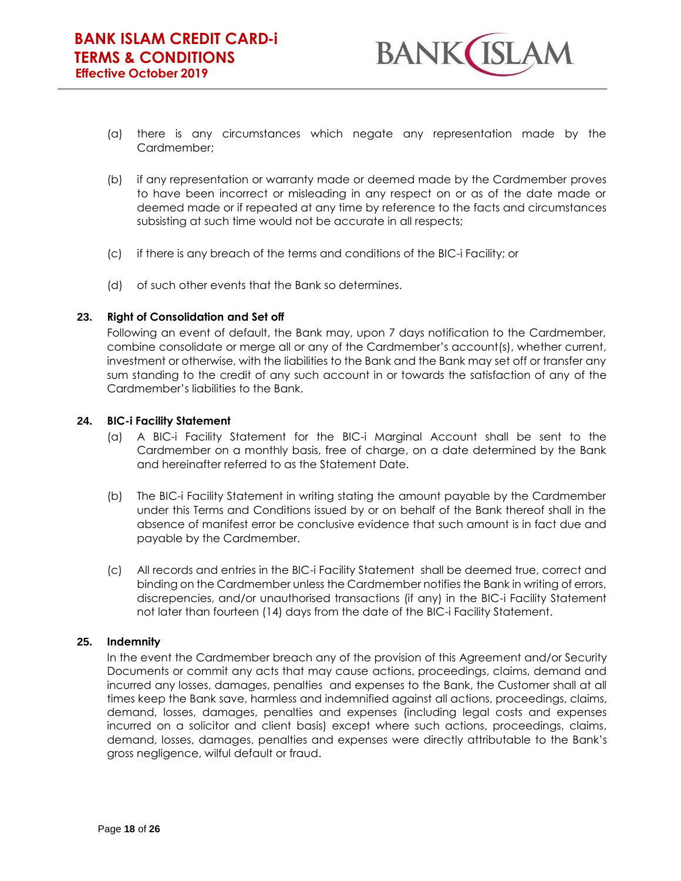(a) there is any circumstances which negate any representation made by the Cardmember;

(b) if any representation or warranty made or deemed made by the Cardmember proves to have been incorrect or misleading in any respect on or as of the date made or deemed made or if repeated at any time by reference to the facts and circumstances subsisting at such time would not be accurate in all respects;

(c) if there is any breach of the terms and conditions of the BIC-i Facility; or

(d) of such other events that the Bank so determines.

**23. Right of Consolidation and Set off**

Following an event of default, the Bank may, upon 7 days notification to the Cardmember, combine consolidate or merge all or any of the Cardmember's account(s), whether current, investment or otherwise, with the liabilities to the Bank and the Bank may set off or transfer any sum standing to the credit of any such account in or towards the satisfaction of any of the Cardmember's liabilities to the Bank.

**24. BIC-i Facility Statement**

(a) A BIC-i Facility Statement for the BIC-i Marginal Account shall be sent to the Cardmember on a monthly basis, free of charge, on a date determined by the Bank and hereinafter referred to as the Statement Date.

(b) The BIC-i Facility Statement in writing stating the amount payable by the Cardmember under this Terms and Conditions issued by or on behalf of the Bank thereof shall in the absence of manifest error be conclusive evidence that such amount is in fact due and payable by the Cardmember.

(c) All records and entries in the BIC-i Facility Statement shall be deemed true, correct and binding on the Cardmember unless the Cardmember notifies the Bank in writing of errors, discrepencies, and/or unauthorised transactions (if any) in the BIC-i Facility Statement not later than fourteen (14) days from the date of the BIC-i Facility Statement.

**25. Indemnity**

In the event the Cardmember breach any of the provision of this Agreement and/or Security Documents or commit any acts that may cause actions, proceedings, claims, demand and incurred any losses, damages, penalties and expenses to the Bank, the Customer shall at all times keep the Bank save, harmless and indemnified against all actions, proceedings, claims, demand, losses, damages, penalties and expenses (including legal costs and expenses incurred on a solicitor and client basis) except where such actions, proceedings, claims, demand, losses, damages, penalties and expenses were directly attributable to the Bank's gross negligence, wilful default or fraud.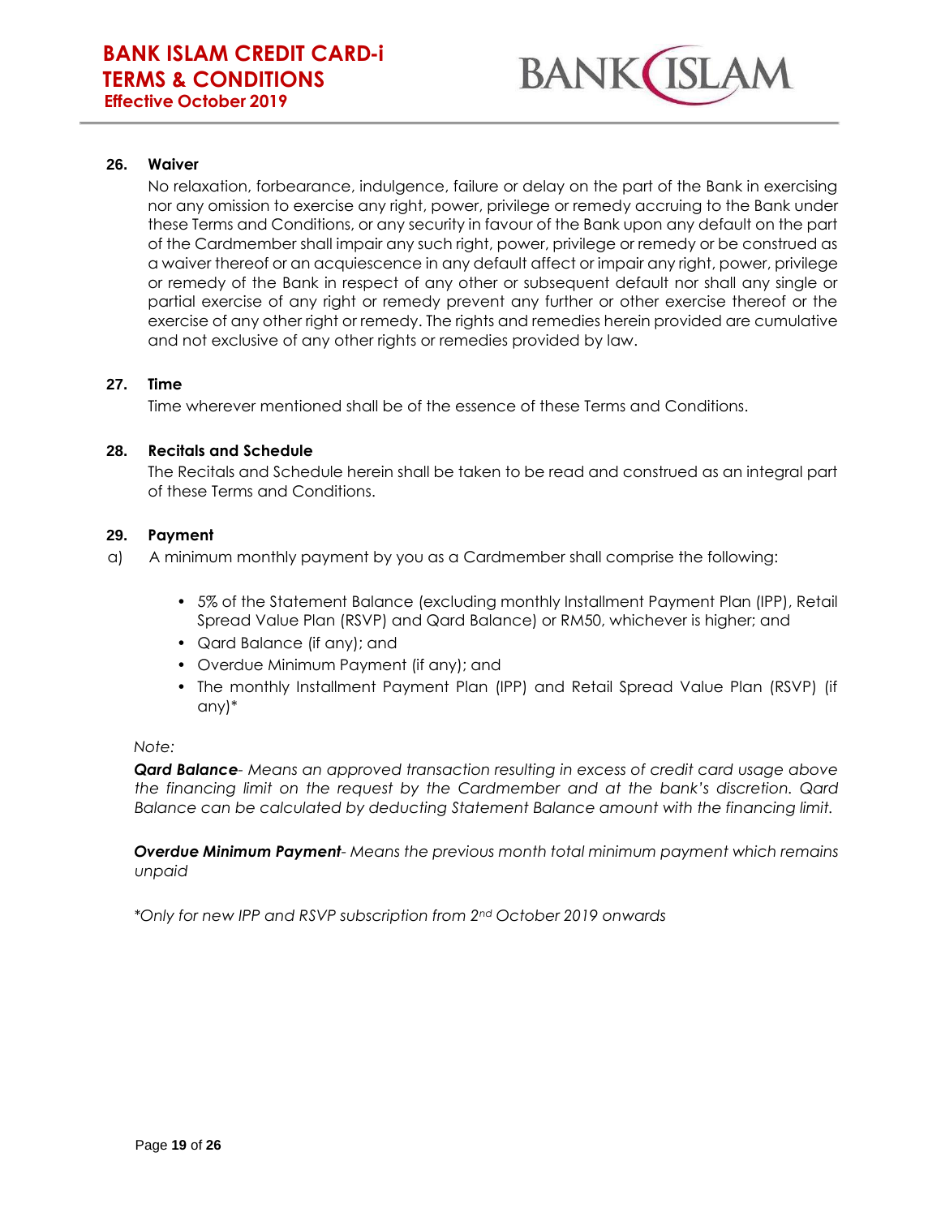**26. Waiver**

No relaxation, forbearance, indulgence, failure or delay on the part of the Bank in exercising nor any omission to exercise any right, power, privilege or remedy accruing to the Bank under these Terms and Conditions, or any security in favour of the Bank upon any default on the part of the Cardmember shall impair any such right, power, privilege or remedy or be construed as a waiver thereof or an acquiescence in any default affect or impair any right, power, privilege or remedy of the Bank in respect of any other or subsequent default nor shall any single or partial exercise of any right or remedy prevent any further or other exercise thereof or the exercise of any other right or remedy. The rights and remedies herein provided are cumulative and not exclusive of any other rights or remedies provided by law.

**27. Time**

Time wherever mentioned shall be of the essence of these Terms and Conditions.

**28. Recitals and Schedule**

The Recitals and Schedule herein shall be taken to be read and construed as an integral part of these Terms and Conditions.

**29. Payment**

a) A minimum monthly payment by you as a Cardmember shall comprise the following:

- 5% of the Statement Balance (excluding monthly Installment Payment Plan (IPP), Retail Spread Value Plan (RSVP) and Qard Balance) or RM50, whichever is higher; and
- Qard Balance (if any); and
- Overdue Minimum Payment (if any); and
- The monthly Installment Payment Plan (IPP) and Retail Spread Value Plan (RSVP) (if any)*

*Note:*

***Qard Balance****- Means an approved transaction resulting in excess of credit card usage above the financing limit on the request by the Cardmember and at the bank's discretion. Qard Balance can be calculated by deducting Statement Balance amount with the financing limit.*

***Overdue Minimum Payment****- Means the previous month total minimum payment which remains unpaid*

*\*Only for new IPP and RSVP subscription from 2nd October 2019 onwards*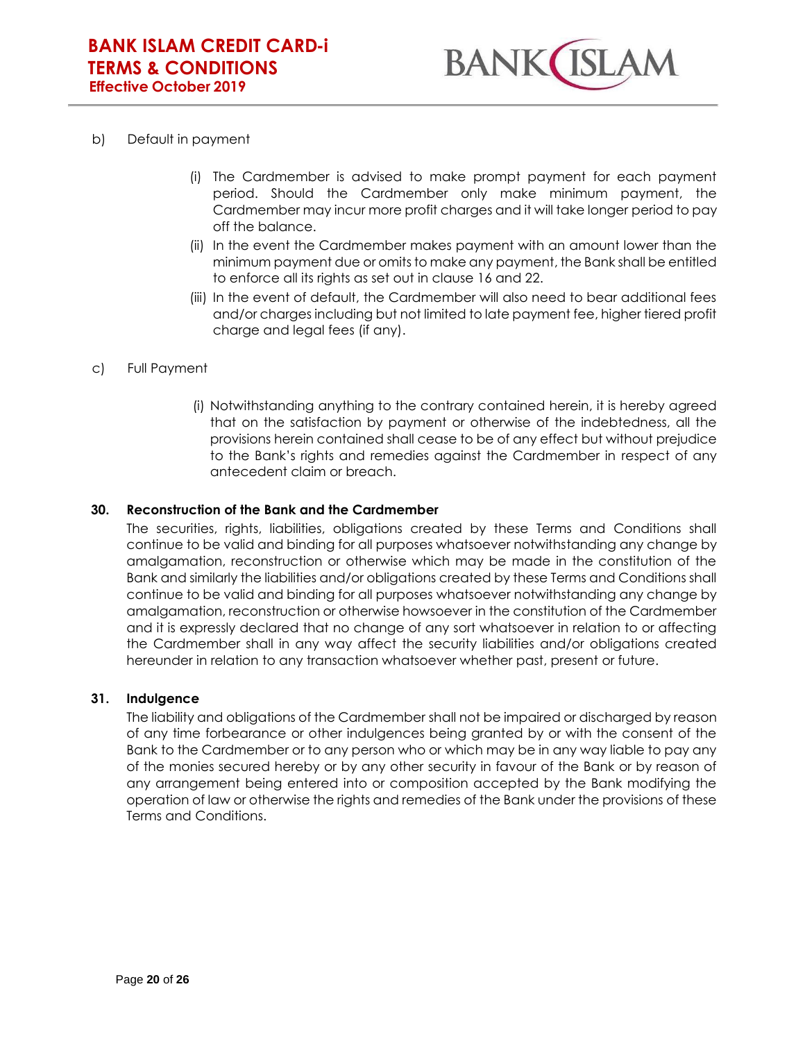b) Default in payment

(i) The Cardmember is advised to make prompt payment for each payment period. Should the Cardmember only make minimum payment, the Cardmember may incur more profit charges and it will take longer period to pay off the balance.

(ii) In the event the Cardmember makes payment with an amount lower than the minimum payment due or omits to make any payment, the Bank shall be entitled to enforce all its rights as set out in clause 16 and 22.

(iii) In the event of default, the Cardmember will also need to bear additional fees and/or charges including but not limited to late payment fee, higher tiered profit charge and legal fees (if any).

c) Full Payment

(i) Notwithstanding anything to the contrary contained herein, it is hereby agreed that on the satisfaction by payment or otherwise of the indebtedness, all the provisions herein contained shall cease to be of any effect but without prejudice to the Bank's rights and remedies against the Cardmember in respect of any antecedent claim or breach.

**30. Reconstruction of the Bank and the Cardmember**

The securities, rights, liabilities, obligations created by these Terms and Conditions shall continue to be valid and binding for all purposes whatsoever notwithstanding any change by amalgamation, reconstruction or otherwise which may be made in the constitution of the Bank and similarly the liabilities and/or obligations created by these Terms and Conditions shall continue to be valid and binding for all purposes whatsoever notwithstanding any change by amalgamation, reconstruction or otherwise howsoever in the constitution of the Cardmember and it is expressly declared that no change of any sort whatsoever in relation to or affecting the Cardmember shall in any way affect the security liabilities and/or obligations created hereunder in relation to any transaction whatsoever whether past, present or future.

**31. Indulgence**

The liability and obligations of the Cardmember shall not be impaired or discharged by reason of any time forbearance or other indulgences being granted by or with the consent of the Bank to the Cardmember or to any person who or which may be in any way liable to pay any of the monies secured hereby or by any other security in favour of the Bank or by reason of any arrangement being entered into or composition accepted by the Bank modifying the operation of law or otherwise the rights and remedies of the Bank under the provisions of these Terms and Conditions.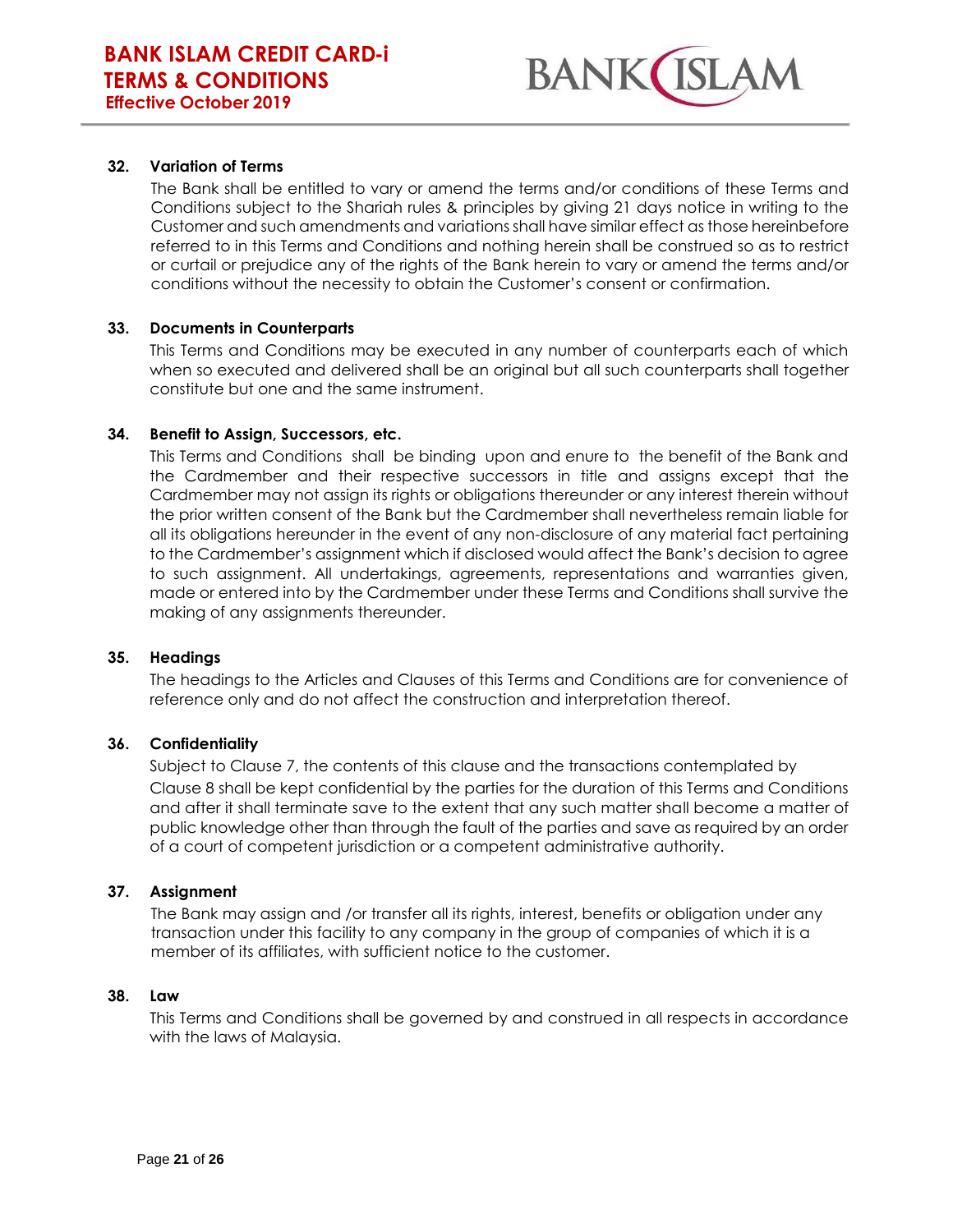**32. Variation of Terms**

The Bank shall be entitled to vary or amend the terms and/or conditions of these Terms and Conditions subject to the Shariah rules & principles by giving 21 days notice in writing to the Customer and such amendments and variations shall have similar effect as those hereinbefore referred to in this Terms and Conditions and nothing herein shall be construed so as to restrict or curtail or prejudice any of the rights of the Bank herein to vary or amend the terms and/or conditions without the necessity to obtain the Customer's consent or confirmation.

**33. Documents in Counterparts**

This Terms and Conditions may be executed in any number of counterparts each of which when so executed and delivered shall be an original but all such counterparts shall together constitute but one and the same instrument.

**34. Benefit to Assign, Successors, etc.**

This Terms and Conditions shall be binding upon and enure to the benefit of the Bank and the Cardmember and their respective successors in title and assigns except that the Cardmember may not assign its rights or obligations thereunder or any interest therein without the prior written consent of the Bank but the Cardmember shall nevertheless remain liable for all its obligations hereunder in the event of any non-disclosure of any material fact pertaining to the Cardmember's assignment which if disclosed would affect the Bank's decision to agree to such assignment. All undertakings, agreements, representations and warranties given, made or entered into by the Cardmember under these Terms and Conditions shall survive the making of any assignments thereunder.

**35. Headings**

The headings to the Articles and Clauses of this Terms and Conditions are for convenience of reference only and do not affect the construction and interpretation thereof.

**36. Confidentiality**

Subject to Clause 7, the contents of this clause and the transactions contemplated by Clause 8 shall be kept confidential by the parties for the duration of this Terms and Conditions and after it shall terminate save to the extent that any such matter shall become a matter of public knowledge other than through the fault of the parties and save as required by an order of a court of competent jurisdiction or a competent administrative authority.

**37. Assignment**

The Bank may assign and /or transfer all its rights, interest, benefits or obligation under any transaction under this facility to any company in the group of companies of which it is a member of its affiliates, with sufficient notice to the customer.

**38. Law**

This Terms and Conditions shall be governed by and construed in all respects in accordance with the laws of Malaysia.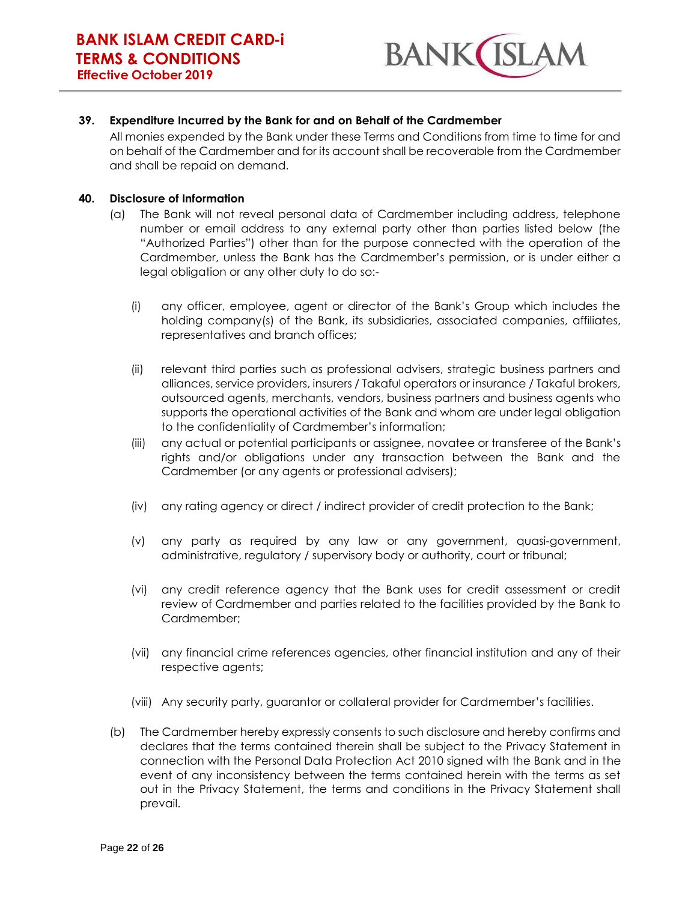**39. Expenditure Incurred by the Bank for and on Behalf of the Cardmember**

All monies expended by the Bank under these Terms and Conditions from time to time for and on behalf of the Cardmember and for its account shall be recoverable from the Cardmember and shall be repaid on demand.

**40. Disclosure of Information**

(a) The Bank will not reveal personal data of Cardmember including address, telephone number or email address to any external party other than parties listed below (the "Authorized Parties") other than for the purpose connected with the operation of the Cardmember, unless the Bank has the Cardmember's permission, or is under either a legal obligation or any other duty to do so:-

(i) any officer, employee, agent or director of the Bank's Group which includes the holding company(s) of the Bank, its subsidiaries, associated companies, affiliates, representatives and branch offices;

(ii) relevant third parties such as professional advisers, strategic business partners and alliances, service providers, insurers / Takaful operators or insurance / Takaful brokers, outsourced agents, merchants, vendors, business partners and business agents who supports the operational activities of the Bank and whom are under legal obligation to the confidentiality of Cardmember's information;

(iii) any actual or potential participants or assignee, novatee or transferee of the Bank's rights and/or obligations under any transaction between the Bank and the Cardmember (or any agents or professional advisers);

(iv) any rating agency or direct / indirect provider of credit protection to the Bank;

(v) any party as required by any law or any government, quasi-government, administrative, regulatory / supervisory body or authority, court or tribunal;

(vi) any credit reference agency that the Bank uses for credit assessment or credit review of Cardmember and parties related to the facilities provided by the Bank to Cardmember;

(vii) any financial crime references agencies, other financial institution and any of their respective agents;

(viii) Any security party, guarantor or collateral provider for Cardmember's facilities.

(b) The Cardmember hereby expressly consents to such disclosure and hereby confirms and declares that the terms contained therein shall be subject to the Privacy Statement in connection with the Personal Data Protection Act 2010 signed with the Bank and in the event of any inconsistency between the terms contained herein with the terms as set out in the Privacy Statement, the terms and conditions in the Privacy Statement shall prevail.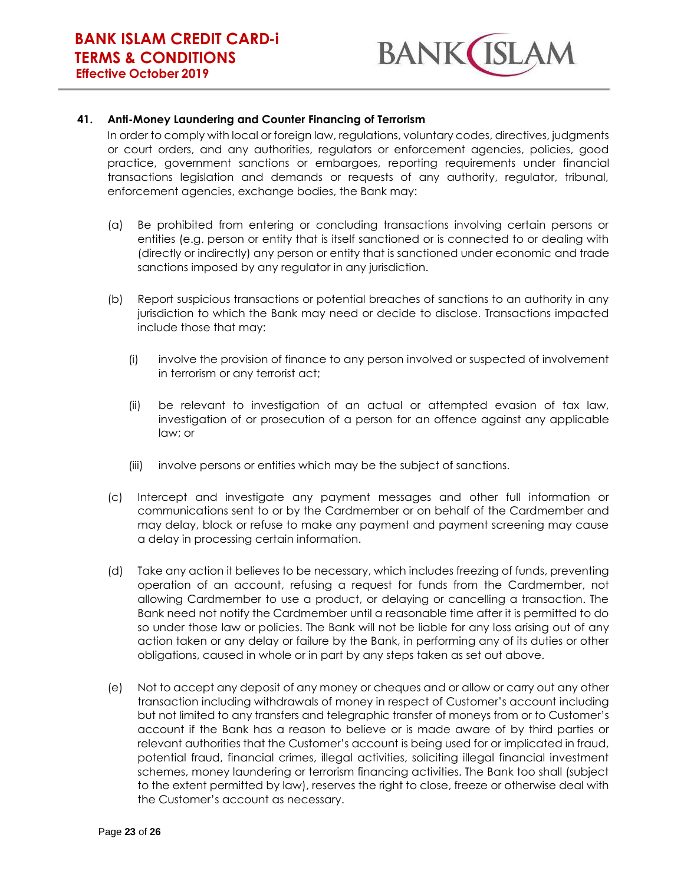**41. Anti-Money Laundering and Counter Financing of Terrorism**

In order to comply with local or foreign law, regulations, voluntary codes, directives, judgments or court orders, and any authorities, regulators or enforcement agencies, policies, good practice, government sanctions or embargoes, reporting requirements under financial transactions legislation and demands or requests of any authority, regulator, tribunal, enforcement agencies, exchange bodies, the Bank may:

(a) Be prohibited from entering or concluding transactions involving certain persons or entities (e.g. person or entity that is itself sanctioned or is connected to or dealing with (directly or indirectly) any person or entity that is sanctioned under economic and trade sanctions imposed by any regulator in any jurisdiction.

(b) Report suspicious transactions or potential breaches of sanctions to an authority in any jurisdiction to which the Bank may need or decide to disclose. Transactions impacted include those that may:

(i) involve the provision of finance to any person involved or suspected of involvement in terrorism or any terrorist act;

(ii) be relevant to investigation of an actual or attempted evasion of tax law, investigation of or prosecution of a person for an offence against any applicable law; or

(iii) involve persons or entities which may be the subject of sanctions.

(c) Intercept and investigate any payment messages and other full information or communications sent to or by the Cardmember or on behalf of the Cardmember and may delay, block or refuse to make any payment and payment screening may cause a delay in processing certain information.

(d) Take any action it believes to be necessary, which includes freezing of funds, preventing operation of an account, refusing a request for funds from the Cardmember, not allowing Cardmember to use a product, or delaying or cancelling a transaction. The Bank need not notify the Cardmember until a reasonable time after it is permitted to do so under those law or policies. The Bank will not be liable for any loss arising out of any action taken or any delay or failure by the Bank, in performing any of its duties or other obligations, caused in whole or in part by any steps taken as set out above.

(e) Not to accept any deposit of any money or cheques and or allow or carry out any other transaction including withdrawals of money in respect of Customer's account including but not limited to any transfers and telegraphic transfer of moneys from or to Customer's account if the Bank has a reason to believe or is made aware of by third parties or relevant authorities that the Customer's account is being used for or implicated in fraud, potential fraud, financial crimes, illegal activities, soliciting illegal financial investment schemes, money laundering or terrorism financing activities. The Bank too shall (subject to the extent permitted by law), reserves the right to close, freeze or otherwise deal with the Customer's account as necessary.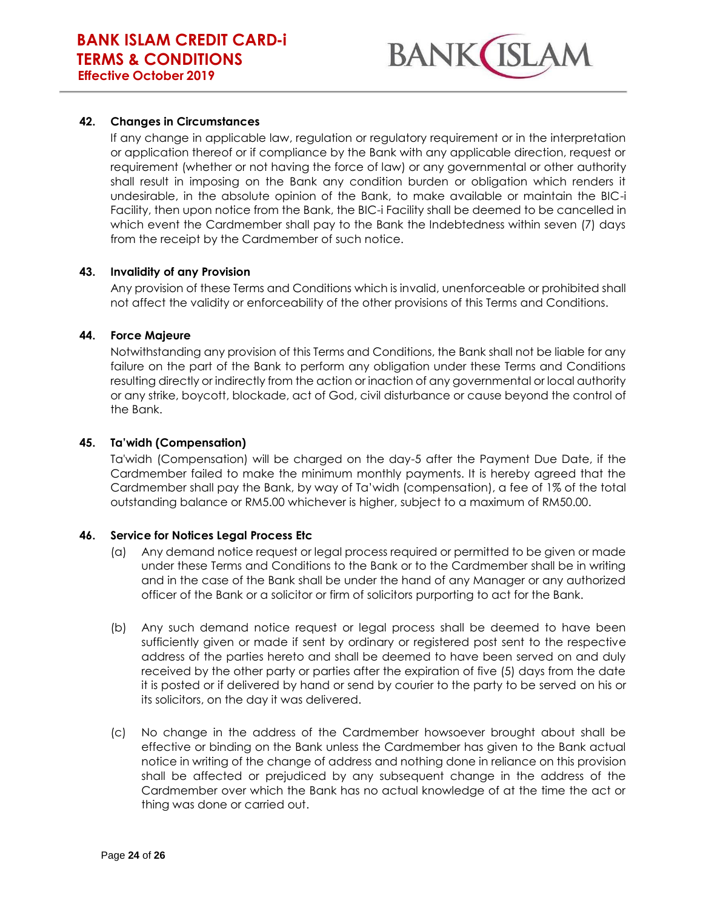**42. Changes in Circumstances**

If any change in applicable law, regulation or regulatory requirement or in the interpretation or application thereof or if compliance by the Bank with any applicable direction, request or requirement (whether or not having the force of law) or any governmental or other authority shall result in imposing on the Bank any condition burden or obligation which renders it undesirable, in the absolute opinion of the Bank, to make available or maintain the BIC-i Facility, then upon notice from the Bank, the BIC-i Facility shall be deemed to be cancelled in which event the Cardmember shall pay to the Bank the Indebtedness within seven (7) days from the receipt by the Cardmember of such notice.

**43. Invalidity of any Provision**

Any provision of these Terms and Conditions which is invalid, unenforceable or prohibited shall not affect the validity or enforceability of the other provisions of this Terms and Conditions.

**44. Force Majeure**

Notwithstanding any provision of this Terms and Conditions, the Bank shall not be liable for any failure on the part of the Bank to perform any obligation under these Terms and Conditions resulting directly or indirectly from the action or inaction of any governmental or local authority or any strike, boycott, blockade, act of God, civil disturbance or cause beyond the control of the Bank.

**45. Ta'widh (Compensation)**

Ta'widh (Compensation) will be charged on the day-5 after the Payment Due Date, if the Cardmember failed to make the minimum monthly payments. It is hereby agreed that the Cardmember shall pay the Bank, by way of Ta'widh (compensation), a fee of 1% of the total outstanding balance or RM5.00 whichever is higher, subject to a maximum of RM50.00.

**46. Service for Notices Legal Process Etc**

(a) Any demand notice request or legal process required or permitted to be given or made under these Terms and Conditions to the Bank or to the Cardmember shall be in writing and in the case of the Bank shall be under the hand of any Manager or any authorized officer of the Bank or a solicitor or firm of solicitors purporting to act for the Bank.

(b) Any such demand notice request or legal process shall be deemed to have been sufficiently given or made if sent by ordinary or registered post sent to the respective address of the parties hereto and shall be deemed to have been served on and duly received by the other party or parties after the expiration of five (5) days from the date it is posted or if delivered by hand or send by courier to the party to be served on his or its solicitors, on the day it was delivered.

(c) No change in the address of the Cardmember howsoever brought about shall be effective or binding on the Bank unless the Cardmember has given to the Bank actual notice in writing of the change of address and nothing done in reliance on this provision shall be affected or prejudiced by any subsequent change in the address of the Cardmember over which the Bank has no actual knowledge of at the time the act or thing was done or carried out.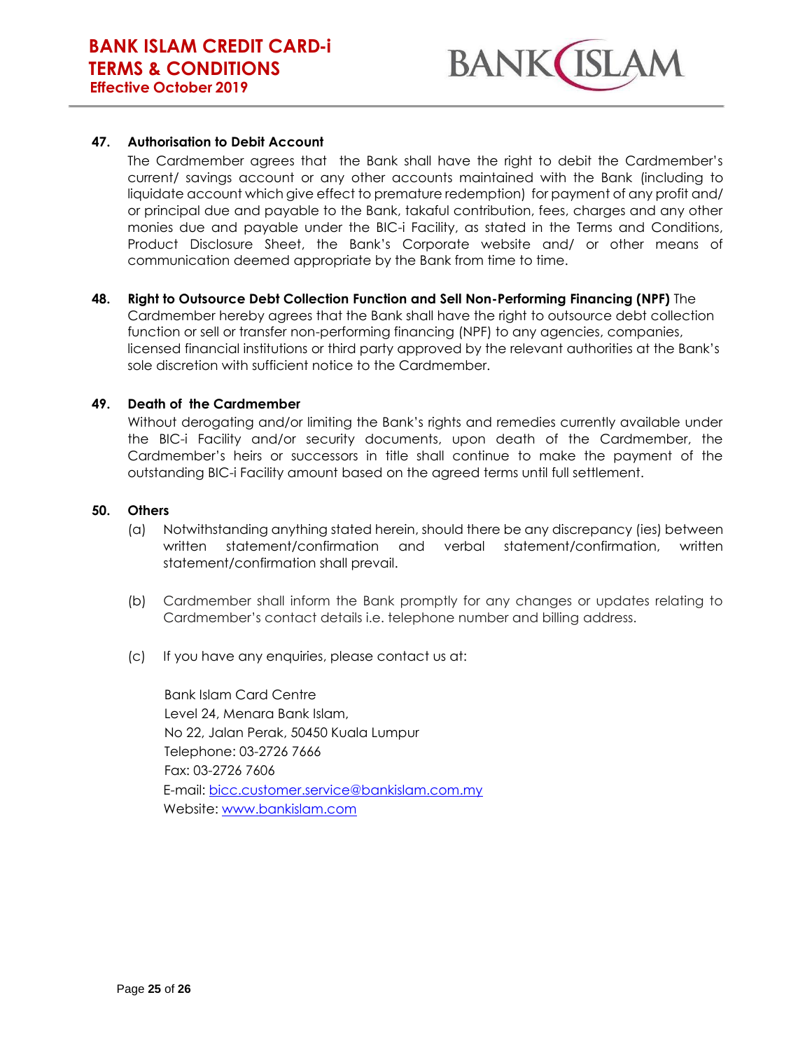**47. Authorisation to Debit Account**

The Cardmember agrees that the Bank shall have the right to debit the Cardmember's current/ savings account or any other accounts maintained with the Bank (including to liquidate account which give effect to premature redemption) for payment of any profit and/ or principal due and payable to the Bank, takaful contribution, fees, charges and any other monies due and payable under the BIC-i Facility, as stated in the Terms and Conditions, Product Disclosure Sheet, the Bank's Corporate website and/ or other means of communication deemed appropriate by the Bank from time to time.

**48. Right to Outsource Debt Collection Function and Sell Non-Performing Financing (NPF)** The Cardmember hereby agrees that the Bank shall have the right to outsource debt collection function or sell or transfer non-performing financing (NPF) to any agencies, companies, licensed financial institutions or third party approved by the relevant authorities at the Bank's sole discretion with sufficient notice to the Cardmember.

**49. Death of the Cardmember**

Without derogating and/or limiting the Bank's rights and remedies currently available under the BIC-i Facility and/or security documents, upon death of the Cardmember, the Cardmember's heirs or successors in title shall continue to make the payment of the outstanding BIC-i Facility amount based on the agreed terms until full settlement.

**50. Others**

(a) Notwithstanding anything stated herein, should there be any discrepancy (ies) between written statement/confirmation and verbal statement/confirmation, written statement/confirmation shall prevail.

(b) Cardmember shall inform the Bank promptly for any changes or updates relating to Cardmember's contact details i.e. telephone number and billing address.

(c) If you have any enquiries, please contact us at:

Bank Islam Card Centre
Level 24, Menara Bank Islam,
No 22, Jalan Perak, 50450 Kuala Lumpur
Telephone: 03-2726 7666
Fax: 03-2726 7606
E-mail: bicc.customer.service@bankislam.com.my
Website: www.bankislam.com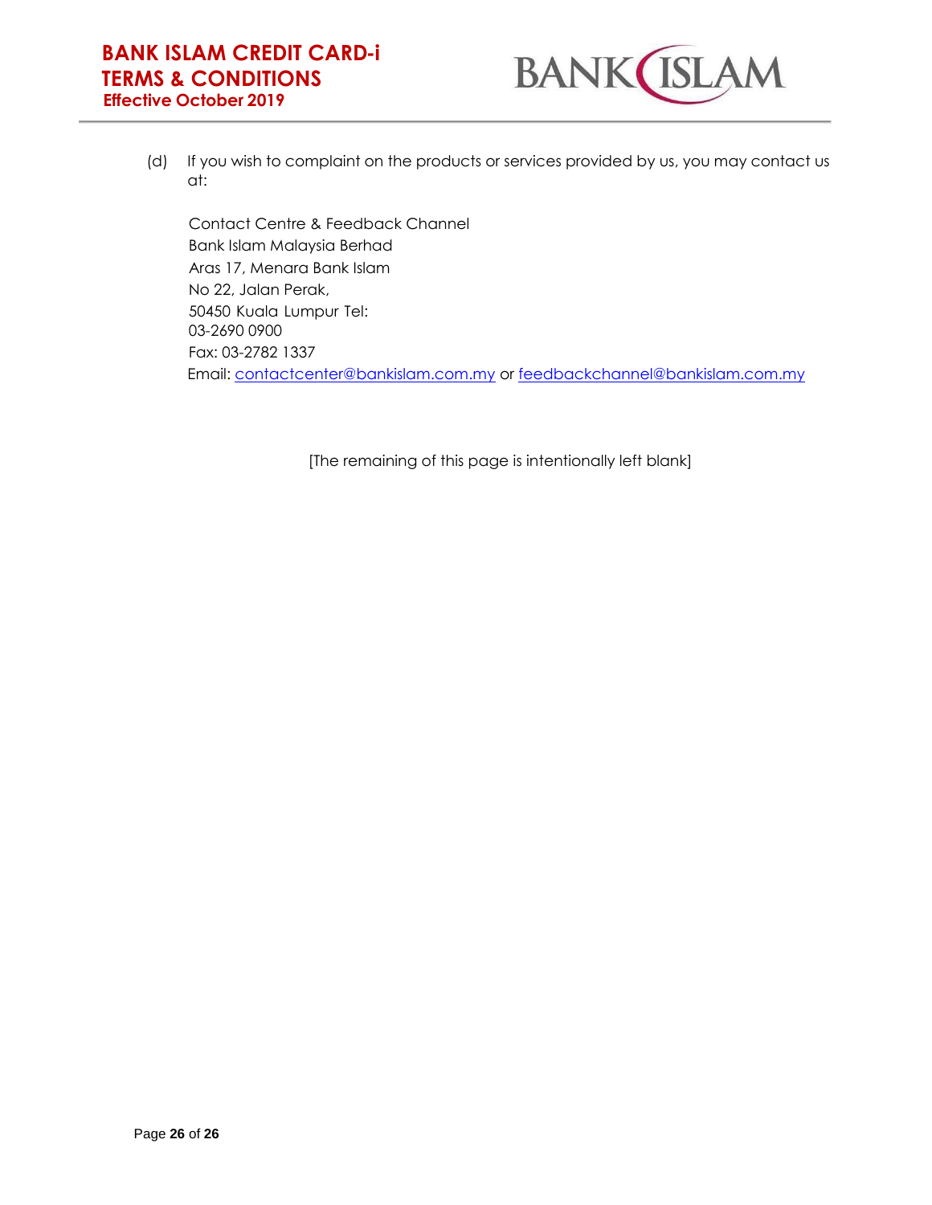(d) If you wish to complaint on the products or services provided by us, you may contact us at:

Contact Centre & Feedback Channel
Bank Islam Malaysia Berhad
Aras 17, Menara Bank Islam
No 22, Jalan Perak,
50450 Kuala Lumpur Tel:
03-2690 0900
Fax: 03-2782 1337
Email: contactcenter@bankislam.com.my or feedbackchannel@bankislam.com.my

[The remaining of this page is intentionally left blank]